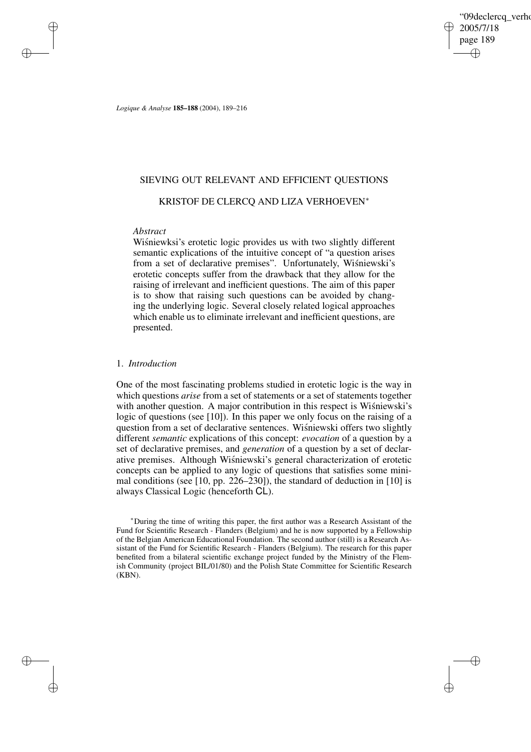# SIEVING OUT RELEVANT AND EFFICIENT QUESTIONS

## KRISTOF DE CLERCQ AND LIZA VERHOEVEN*

*Abstract*

Wiśniewksi's erotetic logic provides us with two slightly different semantic explications of the intuitive concept of "a question arises from a set of declarative premises". Unfortunately, Wiśniewski's erotetic concepts suffer from the drawback that they allow for the raising of irrelevant and inefficient questions. The aim of this paper is to show that raising such questions can be avoided by changing the underlying logic. Several closely related logical approaches which enable us to eliminate irrelevant and inefficient questions, are presented.

## 1. *Introduction*

One of the most fascinating problems studied in erotetic logic is the way in which questions *arise* from a set of statements or a set of statements together with another question. A major contribution in this respect is Wiśniewski's logic of questions (see [10]). In this paper we only focus on the raising of a question from a set of declarative sentences. Wiśniewski offers two slightly different *semantic* explications of this concept: *evocation* of a question by a set of declarative premises, and *generation* of a question by a set of declarative premises. Although Wiśniewski's general characterization of erotetic concepts can be applied to any logic of questions that satisfies some minimal conditions (see [10, pp. 226–230]), the standard of deduction in [10] is always Classical Logic (henceforth CL).

*During the time of writing this paper, the first author was a Research Assistant of the Fund for Scientific Research - Flanders (Belgium) and he is now supported by a Fellowship of the Belgian American Educational Foundation. The second author (still) is a Research Assistant of the Fund for Scientific Research - Flanders (Belgium). The research for this paper benefited from a bilateral scientific exchange project funded by the Ministry of the Flemish Community (project BIL/01/80) and the Polish State Committee for Scientific Research (KBN).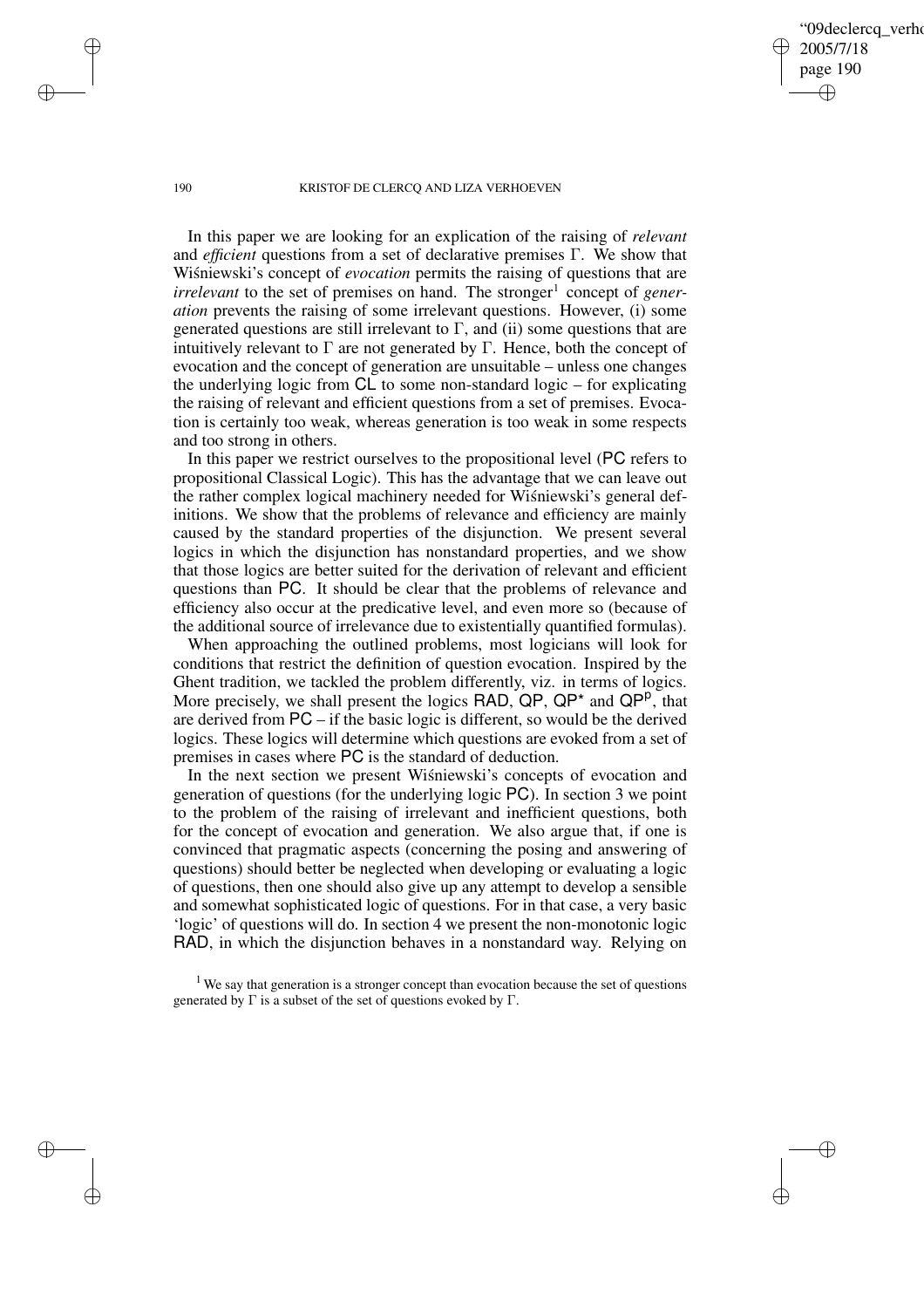In this paper we are looking for an explication of the raising of *relevant* and *efficient* questions from a set of declarative premises $\Gamma$. We show that Wiśniewski's concept of *evocation* permits the raising of questions that are *irrelevant* to the set of premises on hand. The stronger[1] concept of *generation* prevents the raising of some irrelevant questions. However, (i) some generated questions are still irrelevant to $\Gamma$, and (ii) some questions that are intuitively relevant to $\Gamma$ are not generated by $\Gamma$. Hence, both the concept of evocation and the concept of generation are unsuitable – unless one changes the underlying logic from CL to some non-standard logic – for explicating the raising of relevant and efficient questions from a set of premises. Evocation is certainly too weak, whereas generation is too weak in some respects and too strong in others.

In this paper we restrict ourselves to the propositional level (PC refers to propositional Classical Logic). This has the advantage that we can leave out the rather complex logical machinery needed for Wiśniewski's general definitions. We show that the problems of relevance and efficiency are mainly caused by the standard properties of the disjunction. We present several logics in which the disjunction has nonstandard properties, and we show that those logics are better suited for the derivation of relevant and efficient questions than PC. It should be clear that the problems of relevance and efficiency also occur at the predicative level, and even more so (because of the additional source of irrelevance due to existentially quantified formulas).

When approaching the outlined problems, most logicians will look for conditions that restrict the definition of question evocation. Inspired by the Ghent tradition, we tackled the problem differently, viz. in terms of logics. More precisely, we shall present the logics RAD, QP, $\text{QP}^{\star}$ and $\text{QP}^{\text{p}}$, that are derived from PC – if the basic logic is different, so would be the derived logics. These logics will determine which questions are evoked from a set of premises in cases where PC is the standard of deduction.

In the next section we present Wiśniewski's concepts of evocation and generation of questions (for the underlying logic PC). In section 3 we point to the problem of the raising of irrelevant and inefficient questions, both for the concept of evocation and generation. We also argue that, if one is convinced that pragmatic aspects (concerning the posing and answering of questions) should better be neglected when developing or evaluating a logic of questions, then one should also give up any attempt to develop a sensible and somewhat sophisticated logic of questions. For in that case, a very basic 'logic' of questions will do. In section 4 we present the non-monotonic logic RAD, in which the disjunction behaves in a nonstandard way. Relying on

[1] We say that generation is a stronger concept than evocation because the set of questions generated by $\Gamma$ is a subset of the set of questions evoked by $\Gamma$.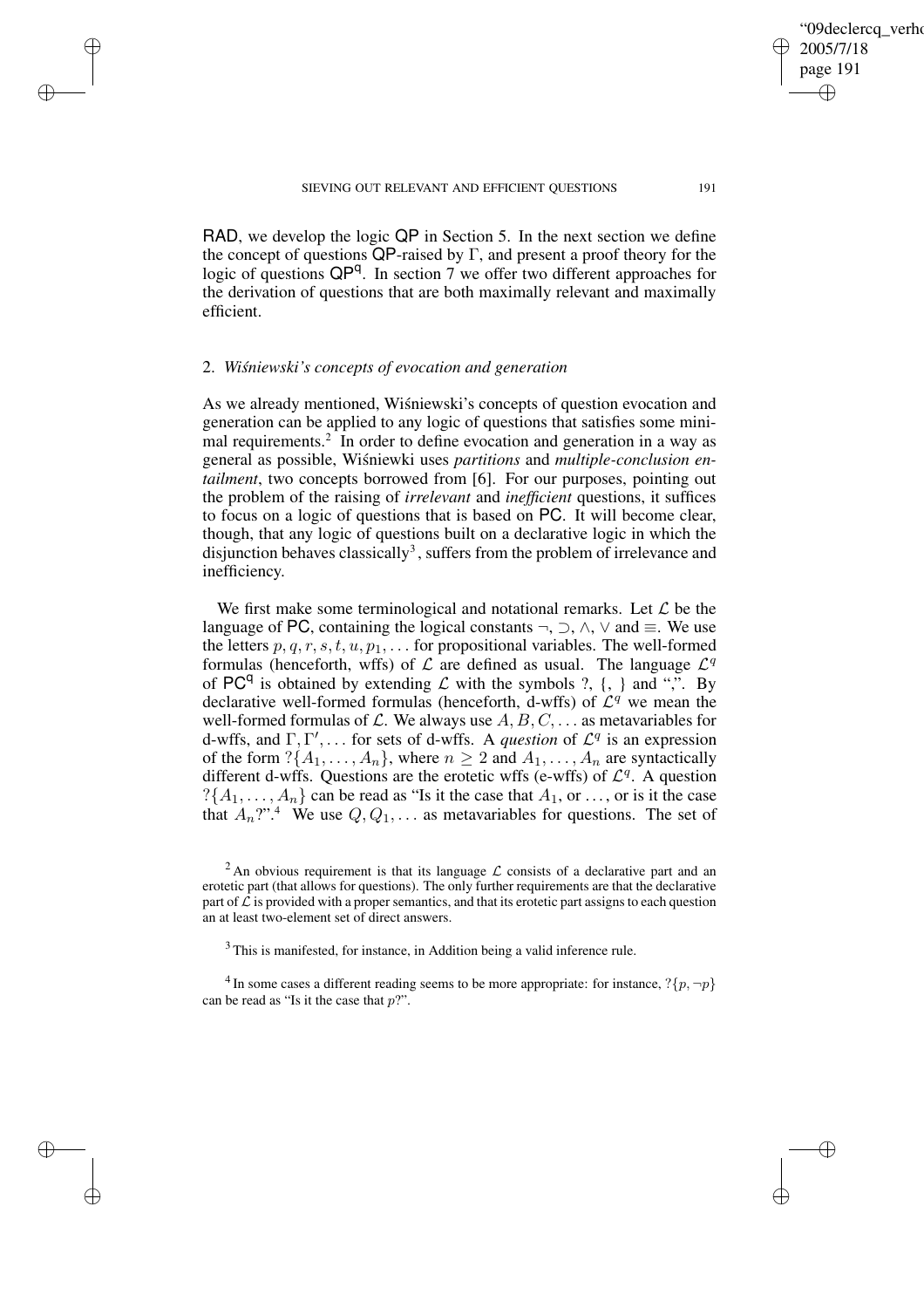RAD, we develop the logic QP in Section 5. In the next section we define the concept of questions QP-raised by $\Gamma$, and present a proof theory for the logic of questions $\mathsf{QP^q}$. In section 7 we offer two different approaches for the derivation of questions that are both maximally relevant and maximally efficient.

## 2. *Wiśniewski's concepts of evocation and generation*

As we already mentioned, Wiśniewski's concepts of question evocation and generation can be applied to any logic of questions that satisfies some minimal requirements.[2] In order to define evocation and generation in a way as general as possible, Wiśniewki uses *partitions* and *multiple-conclusion entailment*, two concepts borrowed from [6]. For our purposes, pointing out the problem of the raising of *irrelevant* and *inefficient* questions, it suffices to focus on a logic of questions that is based on PC. It will become clear, though, that any logic of questions built on a declarative logic in which the disjunction behaves classically[3], suffers from the problem of irrelevance and inefficiency.

We first make some terminological and notational remarks. Let $\mathcal{L}$ be the language of PC, containing the logical constants $\neg$, $\supset$, $\wedge$, $\vee$ and $\equiv$. We use the letters $p, q, r, s, t, u, p_1, \ldots$ for propositional variables. The well-formed formulas (henceforth, wffs) of $\mathcal{L}$ are defined as usual. The language $\mathcal{L}^q$ of $\mathsf{PC^q}$ is obtained by extending $\mathcal{L}$ with the symbols ?, {, } and ",". By declarative well-formed formulas (henceforth, d-wffs) of $\mathcal{L}^q$ we mean the well-formed formulas of $\mathcal{L}$. We always use $A, B, C, \ldots$ as metavariables for d-wffs, and $\Gamma, \Gamma', \ldots$ for sets of d-wffs. A *question* of $\mathcal{L}^q$ is an expression of the form $?\{A_1, \ldots, A_n\}$, where $n \geq 2$ and $A_1, \ldots, A_n$ are syntactically different d-wffs. Questions are the erotetic wffs (e-wffs) of $\mathcal{L}^q$. A question $?\{A_1, \ldots, A_n\}$ can be read as "Is it the case that $A_1$, or …, or is it the case that $A_n$?".[4] We use $Q, Q_1, \ldots$ as metavariables for questions. The set of

[2] An obvious requirement is that its language $\mathcal{L}$ consists of a declarative part and an erotetic part (that allows for questions). The only further requirements are that the declarative part of $\mathcal{L}$ is provided with a proper semantics, and that its erotetic part assigns to each question an at least two-element set of direct answers.

[3] This is manifested, for instance, in Addition being a valid inference rule.

[4] In some cases a different reading seems to be more appropriate: for instance, $?\{p, \neg p\}$ can be read as "Is it the case that $p$?".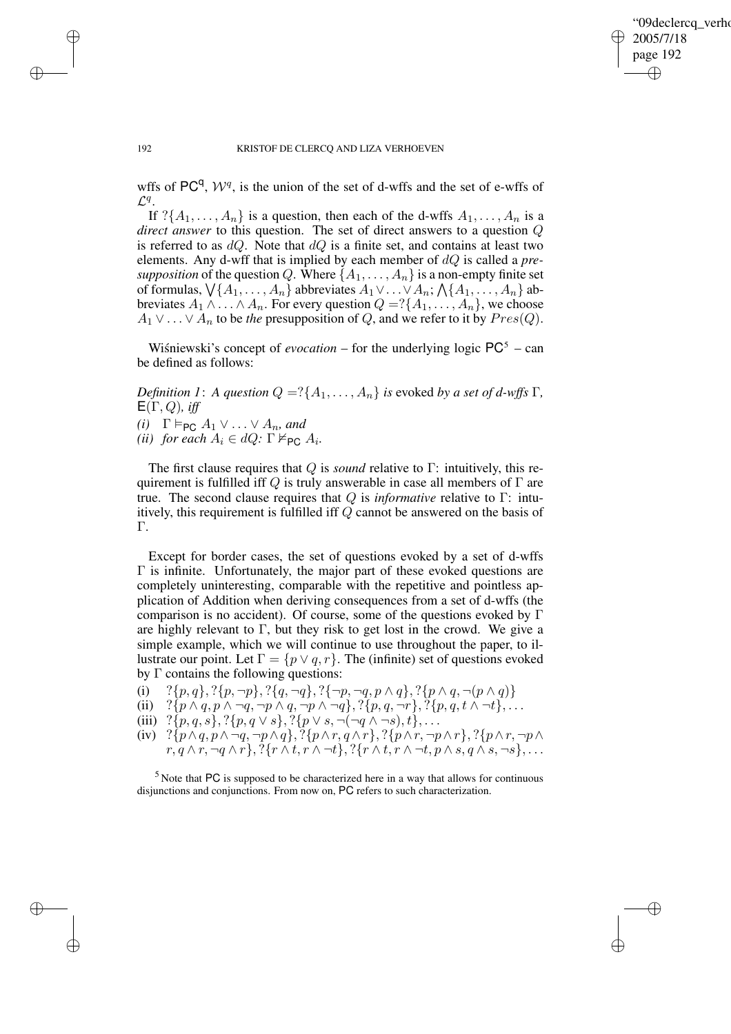wffs of $\mathsf{PC}^{\mathsf{q}}$, $\mathcal{W}^q$, is the union of the set of d-wffs and the set of e-wffs of $\mathcal{L}^q$.

If $?\{A_1, \ldots, A_n\}$ is a question, then each of the d-wffs $A_1, \ldots, A_n$ is a *direct answer* to this question. The set of direct answers to a question $Q$ is referred to as $dQ$. Note that $dQ$ is a finite set, and contains at least two elements. Any d-wff that is implied by each member of $dQ$ is called a *presupposition* of the question $Q$. Where $\{A_1, \ldots, A_n\}$ is a non-empty finite set of formulas, $\bigvee\{A_1, \ldots, A_n\}$ abbreviates $A_1 \vee \ldots \vee A_n$; $\bigwedge\{A_1, \ldots, A_n\}$ abbreviates $A_1 \wedge \ldots \wedge A_n$. For every question $Q = ?\{A_1, \ldots, A_n\}$, we choose $A_1 \vee \ldots \vee A_n$ to be *the* presupposition of $Q$, and we refer to it by $Pres(Q)$.

Wiśniewski's concept of *evocation* – for the underlying logic $\mathsf{PC}$[5] – can be defined as follows:

*Definition 1*: *A question* $Q = ?\{A_1, \ldots, A_n\}$ *is* evoked *by a set of d-wffs* $\Gamma$, $\mathsf{E}(\Gamma, Q)$*, iff*

*(i)* $\Gamma \vDash_{\mathsf{PC}} A_1 \vee \ldots \vee A_n$*, and*
*(ii) for each* $A_i \in dQ$*:* $\Gamma \nvDash_{\mathsf{PC}} A_i$.

The first clause requires that $Q$ is *sound* relative to $\Gamma$: intuitively, this requirement is fulfilled iff $Q$ is truly answerable in case all members of $\Gamma$ are true. The second clause requires that $Q$ is *informative* relative to $\Gamma$: intuitively, this requirement is fulfilled iff $Q$ cannot be answered on the basis of $\Gamma$.

Except for border cases, the set of questions evoked by a set of d-wffs $\Gamma$ is infinite. Unfortunately, the major part of these evoked questions are completely uninteresting, comparable with the repetitive and pointless application of Addition when deriving consequences from a set of d-wffs (the comparison is no accident). Of course, some of the questions evoked by $\Gamma$ are highly relevant to $\Gamma$, but they risk to get lost in the crowd. We give a simple example, which we will continue to use throughout the paper, to illustrate our point. Let $\Gamma = \{p \vee q, r\}$. The (infinite) set of questions evoked by $\Gamma$ contains the following questions:

(i) $?\{p, q\}, ?\{p, \neg p\}, ?\{q, \neg q\}, ?\{\neg p, \neg q, p \wedge q\}, ?\{p \wedge q, \neg(p \wedge q)\}$
(ii) $?\{p \wedge q, p \wedge \neg q, \neg p \wedge q, \neg p \wedge \neg q\}, ?\{p, q, \neg r\}, ?\{p, q, t \wedge \neg t\}, \ldots$
(iii) $?\{p, q, s\}, ?\{p, q \vee s\}, ?\{p \vee s, \neg(\neg q \wedge \neg s), t\}, \ldots$
(iv) $?\{p \wedge q, p \wedge \neg q, \neg p \wedge q\}, ?\{p \wedge r, q \wedge r\}, ?\{p \wedge r, \neg p \wedge r\}, ?\{p \wedge r, \neg p \wedge r, q \wedge r, \neg q \wedge r\}, ?\{r \wedge t, r \wedge \neg t\}, ?\{r \wedge t, r \wedge \neg t, p \wedge s, q \wedge s, \neg s\}, \ldots$

[5] Note that PC is supposed to be characterized here in a way that allows for continuous disjunctions and conjunctions. From now on, PC refers to such characterization.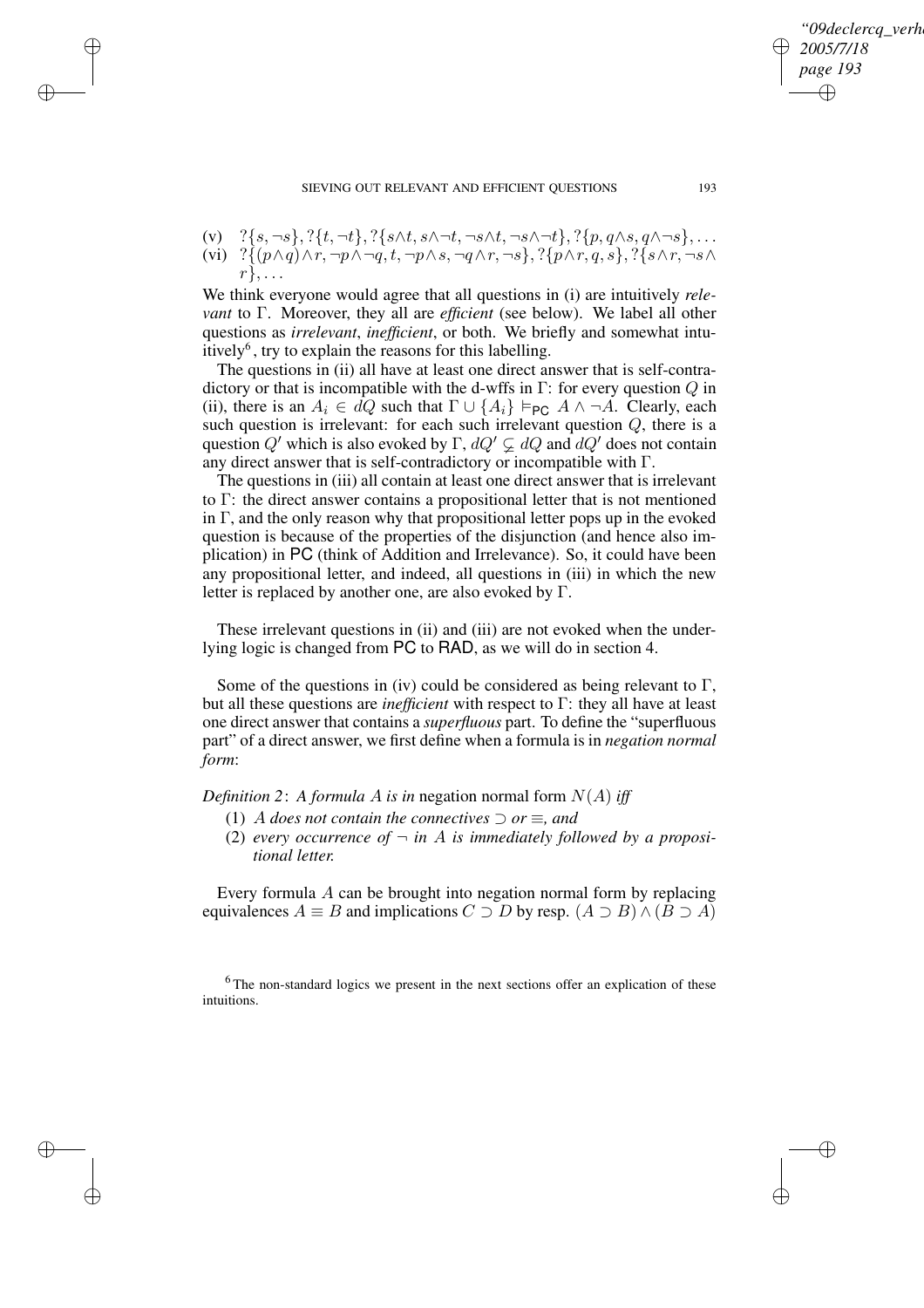(v) $?\{s, \neg s\}, ?\{t, \neg t\}, ?\{s \wedge t, s \wedge \neg t, \neg s \wedge t, \neg s \wedge \neg t\}, ?\{p, q \wedge s, q \wedge \neg s\}, \ldots$

(vi) $?\{(p \wedge q) \wedge r, \neg p \wedge \neg q, t, \neg p \wedge s, \neg q \wedge r, \neg s\}, ?\{p \wedge r, q, s\}, ?\{s \wedge r, \neg s \wedge r\}, \ldots$

We think everyone would agree that all questions in (i) are intuitively *relevant* to $\Gamma$. Moreover, they all are *efficient* (see below). We label all other questions as *irrelevant*, *inefficient*, or both. We briefly and somewhat intuitively[6], try to explain the reasons for this labelling.

The questions in (ii) all have at least one direct answer that is self-contradictory or that is incompatible with the d-wffs in $\Gamma$: for every question $Q$ in (ii), there is an $A_i \in dQ$ such that $\Gamma \cup \{A_i\} \vDash_{\mathsf{PC}} A \wedge \neg A$. Clearly, each such question is irrelevant: for each such irrelevant question $Q$, there is a question $Q'$ which is also evoked by $\Gamma$, $dQ' \subsetneq dQ$ and $dQ'$ does not contain any direct answer that is self-contradictory or incompatible with $\Gamma$.

The questions in (iii) all contain at least one direct answer that is irrelevant to $\Gamma$: the direct answer contains a propositional letter that is not mentioned in $\Gamma$, and the only reason why that propositional letter pops up in the evoked question is because of the properties of the disjunction (and hence also implication) in $\mathsf{PC}$ (think of Addition and Irrelevance). So, it could have been any propositional letter, and indeed, all questions in (iii) in which the new letter is replaced by another one, are also evoked by $\Gamma$.

These irrelevant questions in (ii) and (iii) are not evoked when the underlying logic is changed from $\mathsf{PC}$ to $\mathsf{RAD}$, as we will do in section 4.

Some of the questions in (iv) could be considered as being relevant to $\Gamma$, but all these questions are *inefficient* with respect to $\Gamma$: they all have at least one direct answer that contains a *superfluous* part. To define the "superfluous part" of a direct answer, we first define when a formula is in *negation normal form*:

*Definition 2*: *A formula $A$ is in* negation normal form $N(A)$ *iff*

(1) *$A$ does not contain the connectives $\supset$ or $\equiv$, and*

(2) *every occurrence of $\neg$ in $A$ is immediately followed by a propositional letter.*

Every formula $A$ can be brought into negation normal form by replacing equivalences $A \equiv B$ and implications $C \supset D$ by resp. $(A \supset B) \wedge (B \supset A)$

[6] The non-standard logics we present in the next sections offer an explication of these intuitions.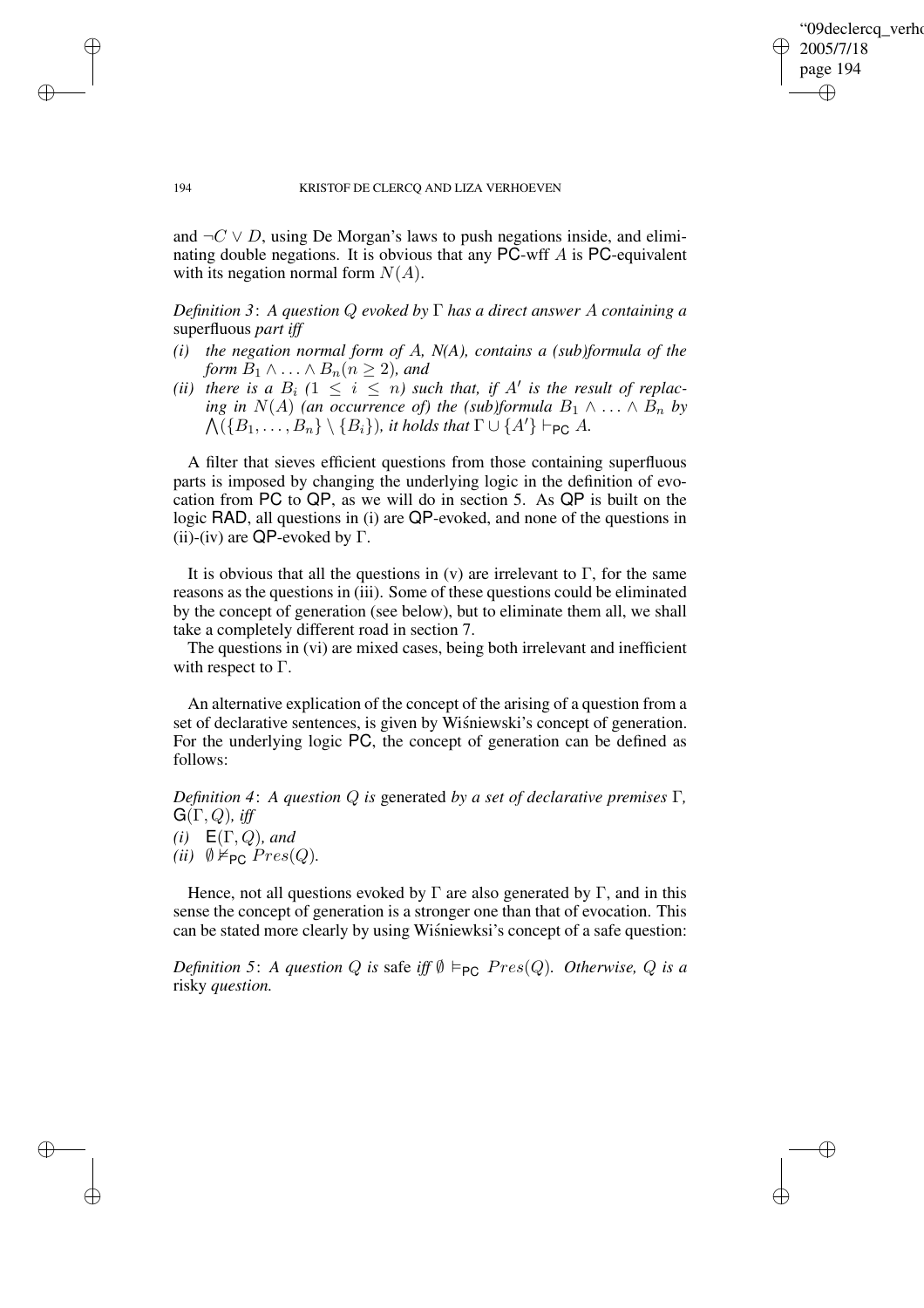and $\neg C \vee D$, using De Morgan's laws to push negations inside, and eliminating double negations. It is obvious that any PC-wff $A$ is PC-equivalent with its negation normal form $N(A)$.

*Definition 3*: *A question $Q$ evoked by $\Gamma$ has a direct answer $A$ containing a* superfluous *part iff*

*(i) the negation normal form of A, N(A), contains a (sub)formula of the form $B_1 \wedge \ldots \wedge B_n (n \geq 2)$, and*

*(ii) there is a $B_i$ ($1 \leq i \leq n$) such that, if $A'$ is the result of replacing in $N(A)$ (an occurrence of) the (sub)formula $B_1 \wedge \ldots \wedge B_n$ by $\bigwedge(\{B_1, \ldots, B_n\} \setminus \{B_i\})$, it holds that $\Gamma \cup \{A'\} \vdash_{\mathsf{PC}} A$.*

A filter that sieves efficient questions from those containing superfluous parts is imposed by changing the underlying logic in the definition of evocation from PC to QP, as we will do in section 5. As QP is built on the logic RAD, all questions in (i) are QP-evoked, and none of the questions in (ii)-(iv) are QP-evoked by $\Gamma$.

It is obvious that all the questions in (v) are irrelevant to $\Gamma$, for the same reasons as the questions in (iii). Some of these questions could be eliminated by the concept of generation (see below), but to eliminate them all, we shall take a completely different road in section 7.

The questions in (vi) are mixed cases, being both irrelevant and inefficient with respect to $\Gamma$.

An alternative explication of the concept of the arising of a question from a set of declarative sentences, is given by Wiśniewski's concept of generation. For the underlying logic PC, the concept of generation can be defined as follows:

*Definition 4*: *A question $Q$ is* generated *by a set of declarative premises $\Gamma$, $\mathsf{G}(\Gamma, Q)$, iff*

*(i) $\mathsf{E}(\Gamma, Q)$, and*

*(ii) $\emptyset \nvDash_{\mathsf{PC}} Pres(Q)$.*

Hence, not all questions evoked by $\Gamma$ are also generated by $\Gamma$, and in this sense the concept of generation is a stronger one than that of evocation. This can be stated more clearly by using Wiśniewksi's concept of a safe question:

*Definition 5*: *A question $Q$ is* safe *iff $\emptyset \vDash_{\mathsf{PC}} Pres(Q)$. Otherwise, $Q$ is a* risky *question.*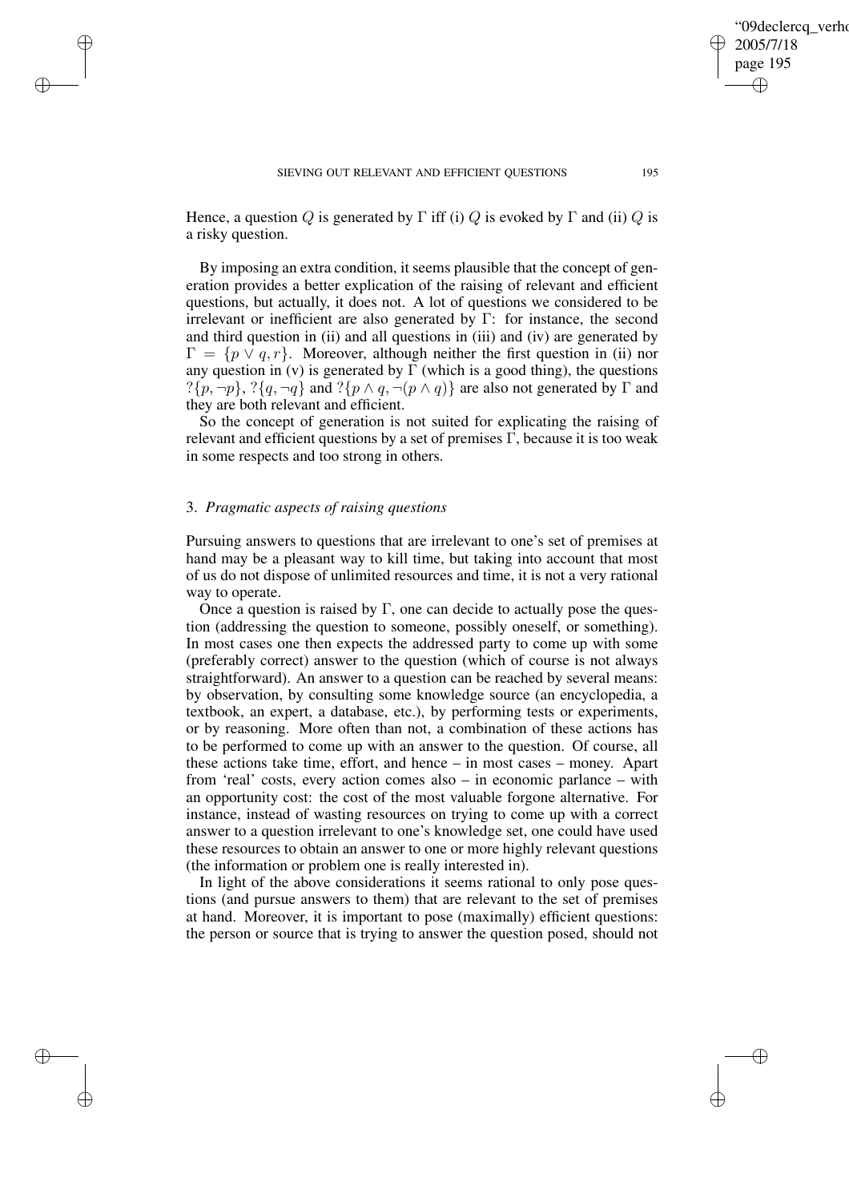Hence, a question $Q$ is generated by $\Gamma$ iff (i) $Q$ is evoked by $\Gamma$ and (ii) $Q$ is a risky question.

By imposing an extra condition, it seems plausible that the concept of generation provides a better explication of the raising of relevant and efficient questions, but actually, it does not. A lot of questions we considered to be irrelevant or inefficient are also generated by $\Gamma$: for instance, the second and third question in (ii) and all questions in (iii) and (iv) are generated by $\Gamma = \{p \vee q, r\}$. Moreover, although neither the first question in (ii) nor any question in (v) is generated by $\Gamma$ (which is a good thing), the questions $?\{p, \neg p\}$, $?\{q, \neg q\}$ and $?\{p \wedge q, \neg(p \wedge q)\}$ are also not generated by $\Gamma$ and they are both relevant and efficient.

So the concept of generation is not suited for explicating the raising of relevant and efficient questions by a set of premises $\Gamma$, because it is too weak in some respects and too strong in others.

## 3. *Pragmatic aspects of raising questions*

Pursuing answers to questions that are irrelevant to one's set of premises at hand may be a pleasant way to kill time, but taking into account that most of us do not dispose of unlimited resources and time, it is not a very rational way to operate.

Once a question is raised by $\Gamma$, one can decide to actually pose the question (addressing the question to someone, possibly oneself, or something). In most cases one then expects the addressed party to come up with some (preferably correct) answer to the question (which of course is not always straightforward). An answer to a question can be reached by several means: by observation, by consulting some knowledge source (an encyclopedia, a textbook, an expert, a database, etc.), by performing tests or experiments, or by reasoning. More often than not, a combination of these actions has to be performed to come up with an answer to the question. Of course, all these actions take time, effort, and hence – in most cases – money. Apart from 'real' costs, every action comes also – in economic parlance – with an opportunity cost: the cost of the most valuable forgone alternative. For instance, instead of wasting resources on trying to come up with a correct answer to a question irrelevant to one's knowledge set, one could have used these resources to obtain an answer to one or more highly relevant questions (the information or problem one is really interested in).

In light of the above considerations it seems rational to only pose questions (and pursue answers to them) that are relevant to the set of premises at hand. Moreover, it is important to pose (maximally) efficient questions: the person or source that is trying to answer the question posed, should not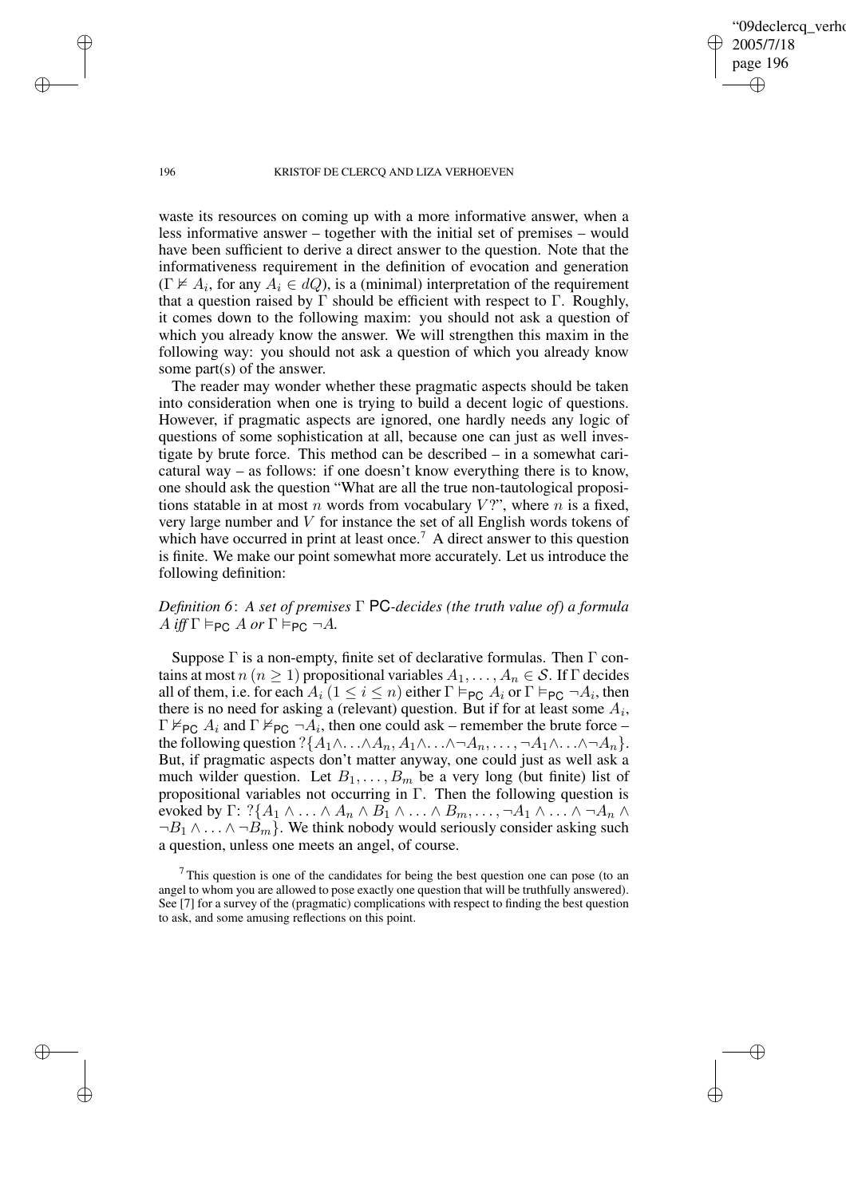waste its resources on coming up with a more informative answer, when a less informative answer – together with the initial set of premises – would have been sufficient to derive a direct answer to the question. Note that the informativeness requirement in the definition of evocation and generation ($\Gamma \nvDash A_i$, for any $A_i \in dQ$), is a (minimal) interpretation of the requirement that a question raised by $\Gamma$ should be efficient with respect to $\Gamma$. Roughly, it comes down to the following maxim: you should not ask a question of which you already know the answer. We will strengthen this maxim in the following way: you should not ask a question of which you already know some part(s) of the answer.

The reader may wonder whether these pragmatic aspects should be taken into consideration when one is trying to build a decent logic of questions. However, if pragmatic aspects are ignored, one hardly needs any logic of questions of some sophistication at all, because one can just as well investigate by brute force. This method can be described – in a somewhat caricatural way – as follows: if one doesn't know everything there is to know, one should ask the question "What are all the true non-tautological propositions statable in at most $n$ words from vocabulary $V$?", where $n$ is a fixed, very large number and $V$ for instance the set of all English words tokens of which have occurred in print at least once.[7] A direct answer to this question is finite. We make our point somewhat more accurately. Let us introduce the following definition:

*Definition 6*: *A set of premises* $\Gamma$ PC*-decides (the truth value of) a formula* $A$ *iff* $\Gamma \vDash_{\mathsf{PC}} A$ *or* $\Gamma \vDash_{\mathsf{PC}} \neg A$.

Suppose $\Gamma$ is a non-empty, finite set of declarative formulas. Then $\Gamma$ contains at most $n$ ($n \geq 1$) propositional variables $A_1, \ldots, A_n \in \mathcal{S}$. If $\Gamma$ decides all of them, i.e. for each $A_i$ ($1 \leq i \leq n$) either $\Gamma \vDash_{\mathsf{PC}} A_i$ or $\Gamma \vDash_{\mathsf{PC}} \neg A_i$, then there is no need for asking a (relevant) question. But if for at least some $A_i$, $\Gamma \nvDash_{\mathsf{PC}} A_i$ and $\Gamma \nvDash_{\mathsf{PC}} \neg A_i$, then one could ask – remember the brute force – the following question $?\{A_1 \wedge \ldots \wedge A_n, A_1 \wedge \ldots \wedge \neg A_n, \ldots, \neg A_1 \wedge \ldots \wedge \neg A_n\}$. But, if pragmatic aspects don't matter anyway, one could just as well ask a much wilder question. Let $B_1, \ldots, B_m$ be a very long (but finite) list of propositional variables not occurring in $\Gamma$. Then the following question is evoked by $\Gamma$: $?\{A_1 \wedge \ldots \wedge A_n \wedge B_1 \wedge \ldots \wedge B_m, \ldots, \neg A_1 \wedge \ldots \wedge \neg A_n \wedge \neg B_1 \wedge \ldots \wedge \neg B_m\}$. We think nobody would seriously consider asking such a question, unless one meets an angel, of course.

[7] This question is one of the candidates for being the best question one can pose (to an angel to whom you are allowed to pose exactly one question that will be truthfully answered). See [7] for a survey of the (pragmatic) complications with respect to finding the best question to ask, and some amusing reflections on this point.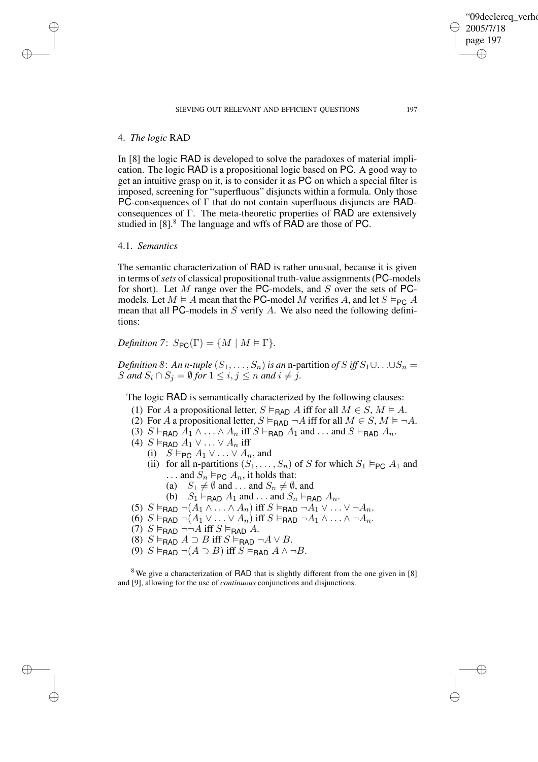## 4. *The logic* RAD

In [8] the logic RAD is developed to solve the paradoxes of material implication. The logic RAD is a propositional logic based on PC. A good way to get an intuitive grasp on it, is to consider it as PC on which a special filter is imposed, screening for "superfluous" disjuncts within a formula. Only those PC-consequences of $\Gamma$ that do not contain superfluous disjuncts are RAD-consequences of $\Gamma$. The meta-theoretic properties of RAD are extensively studied in [8].[8] The language and wffs of RAD are those of PC.

### 4.1. *Semantics*

The semantic characterization of RAD is rather unusual, because it is given in terms of *sets* of classical propositional truth-value assignments (PC-models for short). Let $M$ range over the PC-models, and $S$ over the sets of PC-models. Let $M \vDash A$ mean that the PC-model $M$ verifies $A$, and let $S \vDash_{\mathsf{PC}} A$ mean that all PC-models in $S$ verify $A$. We also need the following definitions:

*Definition 7*: $S_{\mathsf{PC}}(\Gamma) = \{M \mid M \vDash \Gamma\}$.

*Definition 8*: *An n-tuple* $(S_1, \ldots, S_n)$ *is an* n-partition *of* $S$ *iff* $S_1 \cup \ldots \cup S_n = S$ *and* $S_i \cap S_j = \emptyset$ *for* $1 \leq i, j \leq n$ *and* $i \neq j$.

The logic RAD is semantically characterized by the following clauses:

(1) For $A$ a propositional letter, $S \vDash_{\mathsf{RAD}} A$ iff for all $M \in S$, $M \vDash A$.
(2) For $A$ a propositional letter, $S \vDash_{\mathsf{RAD}} \neg A$ iff for all $M \in S$, $M \vDash \neg A$.
(3) $S \vDash_{\mathsf{RAD}} A_1 \wedge \ldots \wedge A_n$ iff $S \vDash_{\mathsf{RAD}} A_1$ and ... and $S \vDash_{\mathsf{RAD}} A_n$.
(4) $S \vDash_{\mathsf{RAD}} A_1 \vee \ldots \vee A_n$ iff
  (i) $S \vDash_{\mathsf{PC}} A_1 \vee \ldots \vee A_n$, and
  (ii) for all n-partitions $(S_1, \ldots, S_n)$ of $S$ for which $S_1 \vDash_{\mathsf{PC}} A_1$ and ... and $S_n \vDash_{\mathsf{PC}} A_n$, it holds that:
    (a) $S_1 \neq \emptyset$ and ... and $S_n \neq \emptyset$, and
    (b) $S_1 \vDash_{\mathsf{RAD}} A_1$ and ... and $S_n \vDash_{\mathsf{RAD}} A_n$.
(5) $S \vDash_{\mathsf{RAD}} \neg(A_1 \wedge \ldots \wedge A_n)$ iff $S \vDash_{\mathsf{RAD}} \neg A_1 \vee \ldots \vee \neg A_n$.
(6) $S \vDash_{\mathsf{RAD}} \neg(A_1 \vee \ldots \vee A_n)$ iff $S \vDash_{\mathsf{RAD}} \neg A_1 \wedge \ldots \wedge \neg A_n$.
(7) $S \vDash_{\mathsf{RAD}} \neg\neg A$ iff $S \vDash_{\mathsf{RAD}} A$.
(8) $S \vDash_{\mathsf{RAD}} A \supset B$ iff $S \vDash_{\mathsf{RAD}} \neg A \vee B$.
(9) $S \vDash_{\mathsf{RAD}} \neg(A \supset B)$ iff $S \vDash_{\mathsf{RAD}} A \wedge \neg B$.

[8] We give a characterization of RAD that is slightly different from the one given in [8] and [9], allowing for the use of *continuous* conjunctions and disjunctions.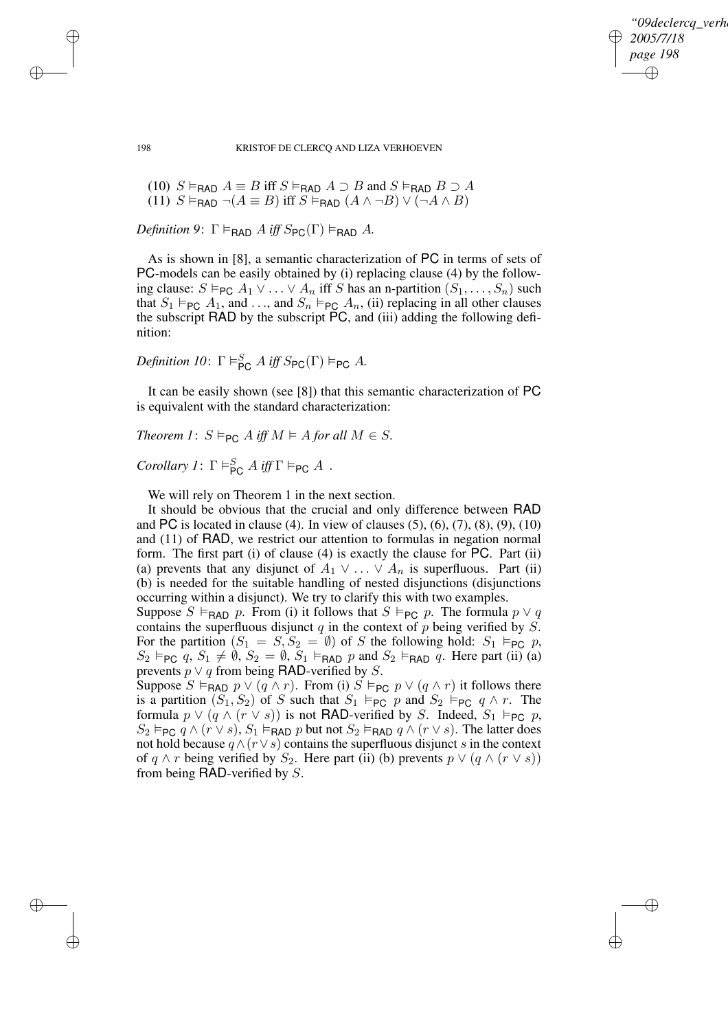(10) $S \vDash_{\mathsf{RAD}} A \equiv B$ iff $S \vDash_{\mathsf{RAD}} A \supset B$ and $S \vDash_{\mathsf{RAD}} B \supset A$
(11) $S \vDash_{\mathsf{RAD}} \neg(A \equiv B)$ iff $S \vDash_{\mathsf{RAD}} (A \wedge \neg B) \vee (\neg A \wedge B)$

*Definition 9*: $\Gamma \vDash_{\mathsf{RAD}} A$ *iff* $S_{\mathsf{PC}}(\Gamma) \vDash_{\mathsf{RAD}} A$.

As is shown in [8], a semantic characterization of PC in terms of sets of PC-models can be easily obtained by (i) replacing clause (4) by the following clause: $S \vDash_{\mathsf{PC}} A_1 \vee \ldots \vee A_n$ iff $S$ has an n-partition $(S_1, \ldots, S_n)$ such that $S_1 \vDash_{\mathsf{PC}} A_1$, and ..., and $S_n \vDash_{\mathsf{PC}} A_n$, (ii) replacing in all other clauses the subscript RAD by the subscript PC, and (iii) adding the following definition:

*Definition 10*: $\Gamma \vDash^{S}_{\mathsf{PC}} A$ *iff* $S_{\mathsf{PC}}(\Gamma) \vDash_{\mathsf{PC}} A$.

It can be easily shown (see [8]) that this semantic characterization of PC is equivalent with the standard characterization:

*Theorem 1*: $S \vDash_{\mathsf{PC}} A$ *iff* $M \vDash A$ *for all* $M \in S$.

*Corollary 1*: $\Gamma \vDash^{S}_{\mathsf{PC}} A$ *iff* $\Gamma \vDash_{\mathsf{PC}} A$ .

We will rely on Theorem 1 in the next section.

It should be obvious that the crucial and only difference between RAD and PC is located in clause (4). In view of clauses (5), (6), (7), (8), (9), (10) and (11) of RAD, we restrict our attention to formulas in negation normal form. The first part (i) of clause (4) is exactly the clause for PC. Part (ii) (a) prevents that any disjunct of $A_1 \vee \ldots \vee A_n$ is superfluous. Part (ii) (b) is needed for the suitable handling of nested disjunctions (disjunctions occurring within a disjunct). We try to clarify this with two examples.

Suppose $S \vDash_{\mathsf{RAD}} p$. From (i) it follows that $S \vDash_{\mathsf{PC}} p$. The formula $p \vee q$ contains the superfluous disjunct $q$ in the context of $p$ being verified by $S$. For the partition $(S_1 = S, S_2 = \emptyset)$ of $S$ the following hold: $S_1 \vDash_{\mathsf{PC}} p$, $S_2 \vDash_{\mathsf{PC}} q$, $S_1 \neq \emptyset$, $S_2 = \emptyset$, $S_1 \vDash_{\mathsf{RAD}} p$ and $S_2 \vDash_{\mathsf{RAD}} q$. Here part (ii) (a) prevents $p \vee q$ from being RAD-verified by $S$.

Suppose $S \vDash_{\mathsf{RAD}} p \vee (q \wedge r)$. From (i) $S \vDash_{\mathsf{PC}} p \vee (q \wedge r)$ it follows there is a partition $(S_1, S_2)$ of $S$ such that $S_1 \vDash_{\mathsf{PC}} p$ and $S_2 \vDash_{\mathsf{PC}} q \wedge r$. The formula $p \vee (q \wedge (r \vee s))$ is not RAD-verified by $S$. Indeed, $S_1 \vDash_{\mathsf{PC}} p$, $S_2 \vDash_{\mathsf{PC}} q \wedge (r \vee s)$, $S_1 \vDash_{\mathsf{RAD}} p$ but not $S_2 \vDash_{\mathsf{RAD}} q \wedge (r \vee s)$. The latter does not hold because $q \wedge (r \vee s)$ contains the superfluous disjunct $s$ in the context of $q \wedge r$ being verified by $S_2$. Here part (ii) (b) prevents $p \vee (q \wedge (r \vee s))$ from being RAD-verified by $S$.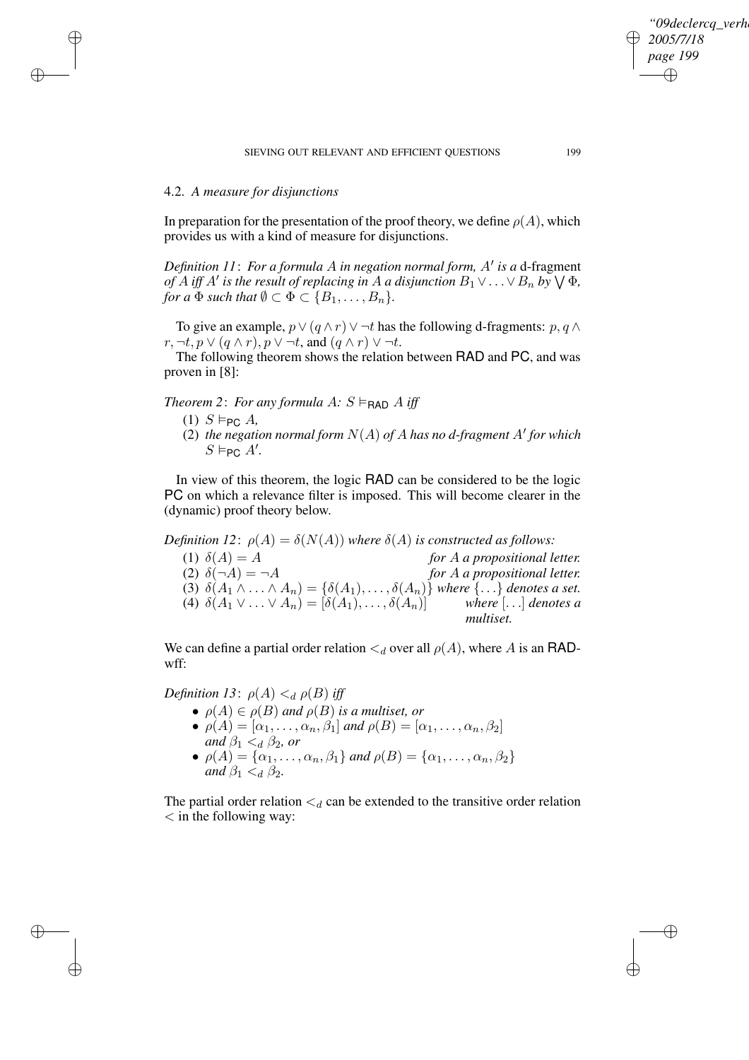### 4.2. *A measure for disjunctions*

In preparation for the presentation of the proof theory, we define $\rho(A)$, which provides us with a kind of measure for disjunctions.

*Definition 11*: *For a formula $A$ in negation normal form, $A'$ is a* d-fragment *of $A$ iff $A'$ is the result of replacing in $A$ a disjunction $B_1 \vee \ldots \vee B_n$ by $\bigvee \Phi$, for a $\Phi$ such that $\emptyset \subset \Phi \subset \{B_1, \ldots, B_n\}$.*

To give an example, $p \vee (q \wedge r) \vee \neg t$ has the following d-fragments: $p, q \wedge r, \neg t, p \vee (q \wedge r), p \vee \neg t$, and $(q \wedge r) \vee \neg t$.

The following theorem shows the relation between RAD and PC, and was proven in [8]:

*Theorem 2*: *For any formula $A$: $S \vDash_{\mathsf{RAD}} A$ iff*

(1) $S \vDash_{\mathsf{PC}} A$,

(2) *the negation normal form $N(A)$ of $A$ has no d-fragment $A'$ for which $S \vDash_{\mathsf{PC}} A'$.*

In view of this theorem, the logic RAD can be considered to be the logic PC on which a relevance filter is imposed. This will become clearer in the (dynamic) proof theory below.

*Definition 12*: $\rho(A) = \delta(N(A))$ *where $\delta(A)$ is constructed as follows:*

(1) $\delta(A) = A$ *for $A$ a propositional letter.*

(2) $\delta(\neg A) = \neg A$ *for $A$ a propositional letter.*

(3) $\delta(A_1 \wedge \ldots \wedge A_n) = \{\delta(A_1), \ldots, \delta(A_n)\}$ *where $\{\ldots\}$ denotes a set.*

(4) $\delta(A_1 \vee \ldots \vee A_n) = [\delta(A_1), \ldots, \delta(A_n)]$ *where $[\ldots]$ denotes a multiset.*

We can define a partial order relation $<_d$ over all $\rho(A)$, where $A$ is an RAD-wff:

*Definition 13*: $\rho(A) <_d \rho(B)$ *iff*

- $\rho(A) \in \rho(B)$ *and $\rho(B)$ is a multiset, or*
- $\rho(A) = [\alpha_1, \ldots, \alpha_n, \beta_1]$ *and* $\rho(B) = [\alpha_1, \ldots, \alpha_n, \beta_2]$ *and* $\beta_1 <_d \beta_2$*, or*
- $\rho(A) = \{\alpha_1, \ldots, \alpha_n, \beta_1\}$ *and* $\rho(B) = \{\alpha_1, \ldots, \alpha_n, \beta_2\}$ *and* $\beta_1 <_d \beta_2$*.*

The partial order relation $<_d$ can be extended to the transitive order relation $<$ in the following way: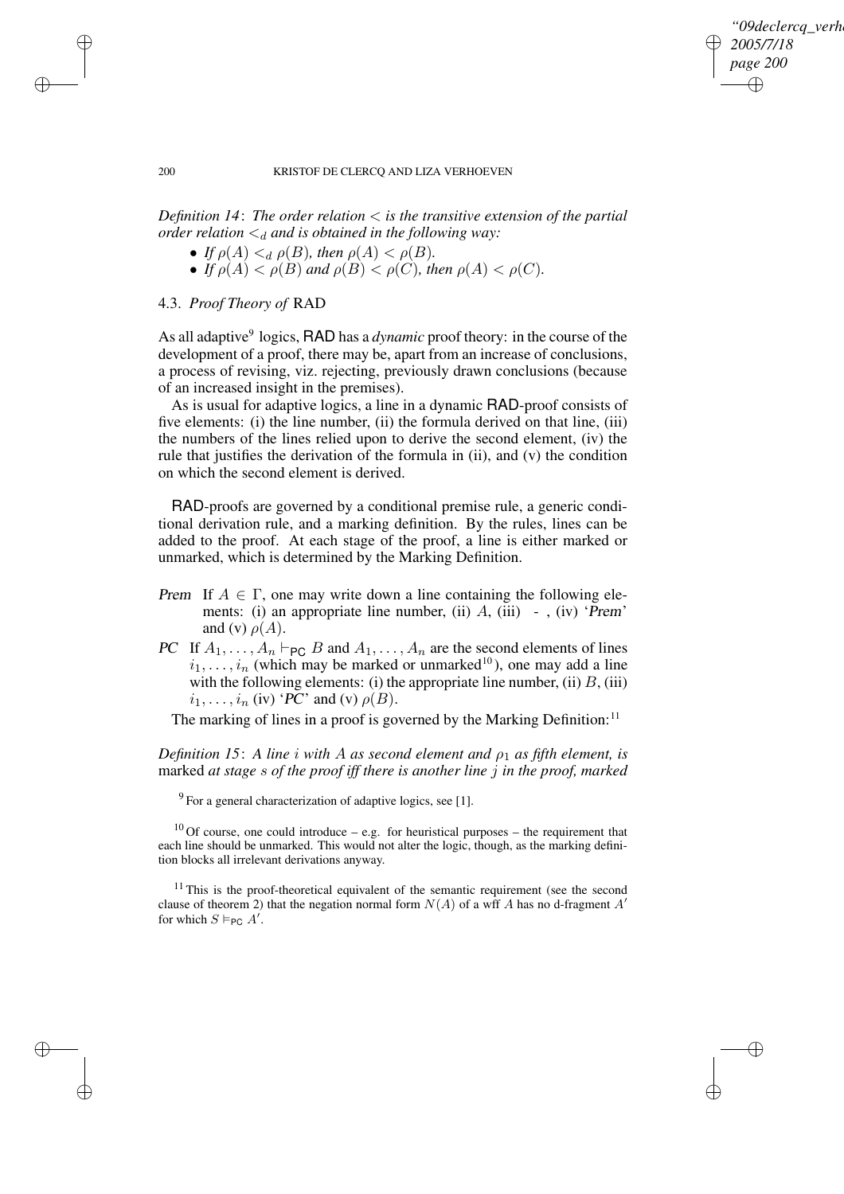*Definition 14*: *The order relation $<$ is the transitive extension of the partial order relation $<_d$ and is obtained in the following way:*

- *If $\rho(A) <_d \rho(B)$, then $\rho(A) < \rho(B)$.*
- *If $\rho(A) < \rho(B)$ and $\rho(B) < \rho(C)$, then $\rho(A) < \rho(C)$.*

### 4.3. *Proof Theory of* RAD

As all adaptive[9] logics, RAD has a *dynamic* proof theory: in the course of the development of a proof, there may be, apart from an increase of conclusions, a process of revising, viz. rejecting, previously drawn conclusions (because of an increased insight in the premises).

As is usual for adaptive logics, a line in a dynamic RAD-proof consists of five elements: (i) the line number, (ii) the formula derived on that line, (iii) the numbers of the lines relied upon to derive the second element, (iv) the rule that justifies the derivation of the formula in (ii), and (v) the condition on which the second element is derived.

RAD-proofs are governed by a conditional premise rule, a generic conditional derivation rule, and a marking definition. By the rules, lines can be added to the proof. At each stage of the proof, a line is either marked or unmarked, which is determined by the Marking Definition.

*Prem* If $A \in \Gamma$, one may write down a line containing the following elements: (i) an appropriate line number, (ii) $A$, (iii) - , (iv) '*Prem*' and (v) $\rho(A)$.

*PC* If $A_1, \ldots, A_n \vdash_{\mathsf{PC}} B$ and $A_1, \ldots, A_n$ are the second elements of lines $i_1, \ldots, i_n$ (which may be marked or unmarked[10]), one may add a line with the following elements: (i) the appropriate line number, (ii) $B$, (iii) $i_1, \ldots, i_n$ (iv) '*PC*' and (v) $\rho(B)$.

The marking of lines in a proof is governed by the Marking Definition:[11]

*Definition 15*: *A line $i$ with $A$ as second element and $\rho_1$ as fifth element, is* marked *at stage $s$ of the proof iff there is another line $j$ in the proof, marked*

[9] For a general characterization of adaptive logics, see [1].

[10] Of course, one could introduce – e.g. for heuristical purposes – the requirement that each line should be unmarked. This would not alter the logic, though, as the marking definition blocks all irrelevant derivations anyway.

[11] This is the proof-theoretical equivalent of the semantic requirement (see the second clause of theorem 2) that the negation normal form $N(A)$ of a wff $A$ has no d-fragment $A'$ for which $S \vDash_{\mathsf{PC}} A'$.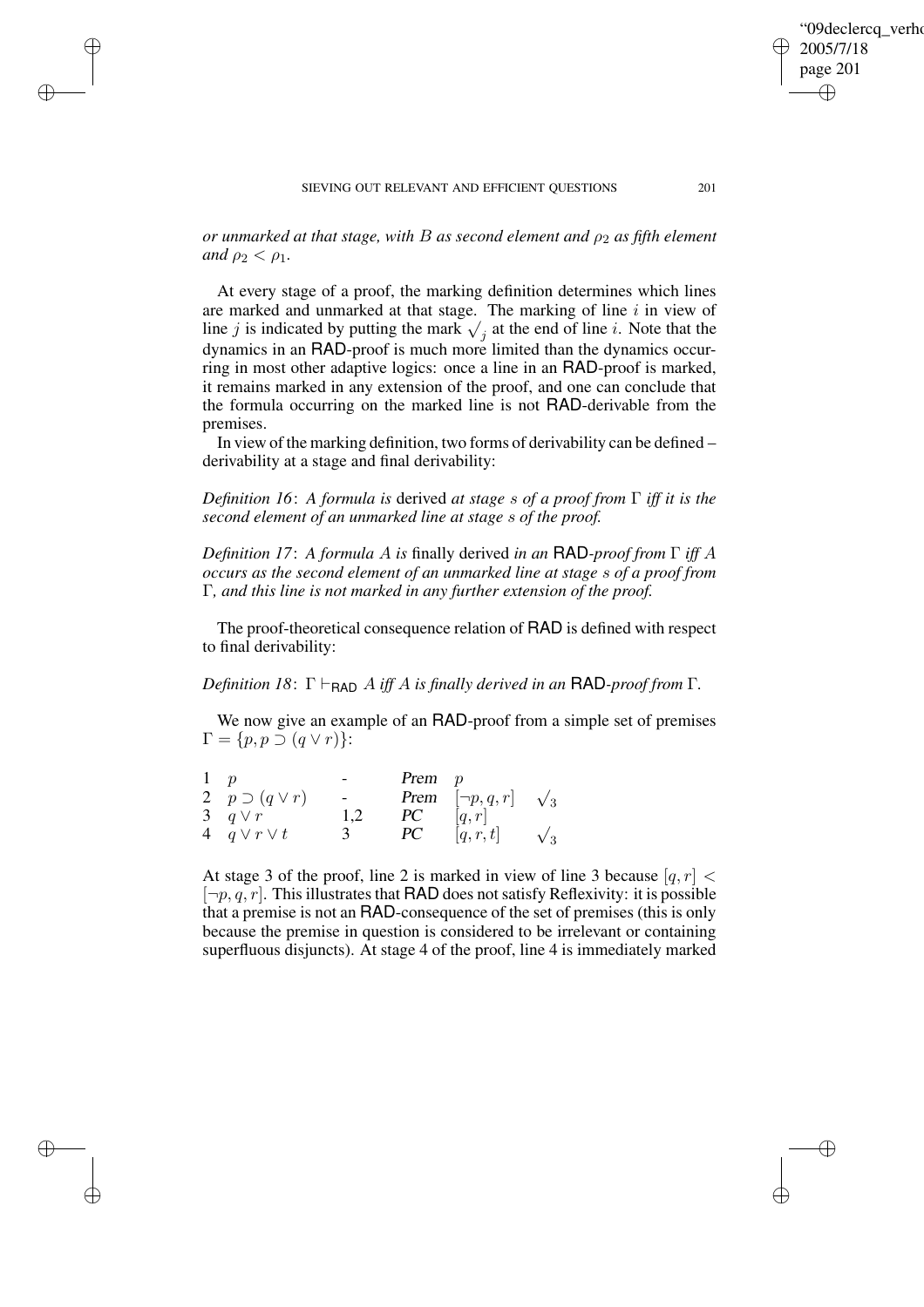*or unmarked at that stage, with $B$ as second element and $\rho_2$ as fifth element and $\rho_2 < \rho_1$.*

At every stage of a proof, the marking definition determines which lines are marked and unmarked at that stage. The marking of line $i$ in view of line $j$ is indicated by putting the mark $\surd_j$ at the end of line $i$. Note that the dynamics in an RAD-proof is much more limited than the dynamics occurring in most other adaptive logics: once a line in an RAD-proof is marked, it remains marked in any extension of the proof, and one can conclude that the formula occurring on the marked line is not RAD-derivable from the premises.

In view of the marking definition, two forms of derivability can be defined – derivability at a stage and final derivability:

*Definition 16*: *A formula is* derived *at stage $s$ of a proof from $\Gamma$ iff it is the second element of an unmarked line at stage $s$ of the proof.*

*Definition 17*: *A formula $A$ is* finally derived *in an* RAD*-proof from $\Gamma$ iff $A$ occurs as the second element of an unmarked line at stage $s$ of a proof from $\Gamma$, and this line is not marked in any further extension of the proof.*

The proof-theoretical consequence relation of RAD is defined with respect to final derivability:

*Definition 18*: $\Gamma \vdash_{\mathsf{RAD}} A$ *iff $A$ is finally derived in an* RAD*-proof from $\Gamma$.*

We now give an example of an RAD-proof from a simple set of premises $\Gamma = \{p, p \supset (q \vee r)\}$:

| | | | | | |
|---|---|---|---|---|---|
| 1 | $p$ | - | *Prem* | $p$ | |
| 2 | $p \supset (q \vee r)$ | - | *Prem* | $[\neg p, q, r]$ | $\surd_3$ |
| 3 | $q \vee r$ | 1,2 | *PC* | $[q, r]$ | |
| 4 | $q \vee r \vee t$ | 3 | *PC* | $[q, r, t]$ | $\surd_3$ |

At stage 3 of the proof, line 2 is marked in view of line 3 because $[q, r] < [\neg p, q, r]$. This illustrates that RAD does not satisfy Reflexivity: it is possible that a premise is not an RAD-consequence of the set of premises (this is only because the premise in question is considered to be irrelevant or containing superfluous disjuncts). At stage 4 of the proof, line 4 is immediately marked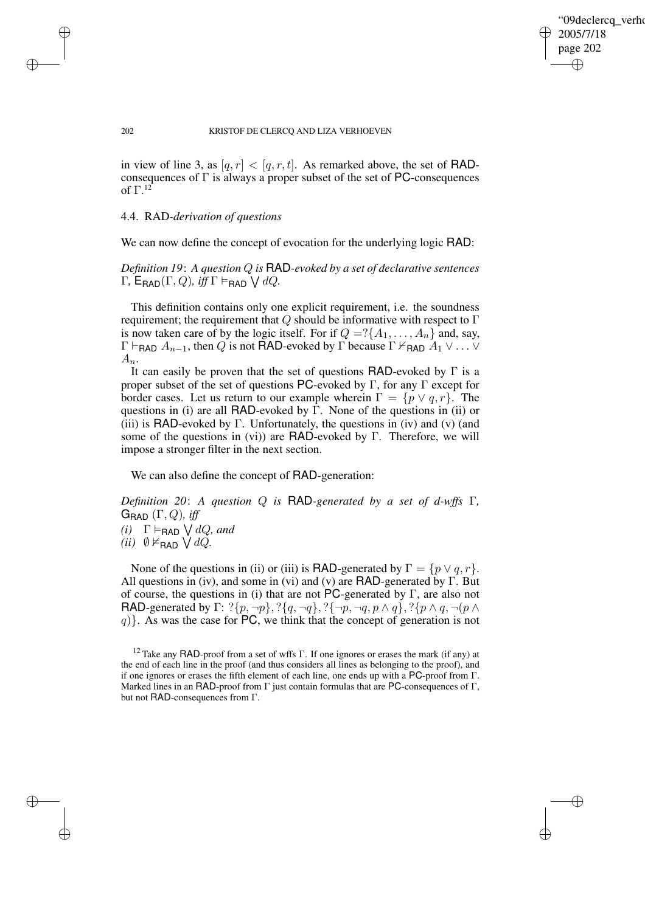in view of line 3, as $[q, r] < [q, r, t]$. As remarked above, the set of RAD-consequences of $\Gamma$ is always a proper subset of the set of PC-consequences of $\Gamma$.[12]

### 4.4. RAD-*derivation of questions*

We can now define the concept of evocation for the underlying logic RAD:

*Definition 19*: *A question $Q$ is* RAD*-evoked by a set of declarative sentences $\Gamma$, $\mathsf{E}_{\mathsf{RAD}}(\Gamma, Q)$, iff $\Gamma \vDash_{\mathsf{RAD}} \bigvee dQ$.*

This definition contains only one explicit requirement, i.e. the soundness requirement; the requirement that $Q$ should be informative with respect to $\Gamma$ is now taken care of by the logic itself. For if $Q = ?\{A_1, \ldots, A_n\}$ and, say, $\Gamma \vdash_{\mathsf{RAD}} A_{n-1}$, then $Q$ is not RAD-evoked by $\Gamma$ because $\Gamma \nvdash_{\mathsf{RAD}} A_1 \vee \ldots \vee A_n$.

It can easily be proven that the set of questions RAD-evoked by $\Gamma$ is a proper subset of the set of questions PC-evoked by $\Gamma$, for any $\Gamma$ except for border cases. Let us return to our example wherein $\Gamma = \{p \vee q, r\}$. The questions in (i) are all RAD-evoked by $\Gamma$. None of the questions in (ii) or (iii) is RAD-evoked by $\Gamma$. Unfortunately, the questions in (iv) and (v) (and some of the questions in (vi)) are RAD-evoked by $\Gamma$. Therefore, we will impose a stronger filter in the next section.

We can also define the concept of RAD-generation:

*Definition 20*: *A question $Q$ is* RAD*-generated by a set of d-wffs $\Gamma$,* $\mathsf{G}_{\mathsf{RAD}}(\Gamma, Q)$, *iff*
*(i)* $\Gamma \vDash_{\mathsf{RAD}} \bigvee dQ$, *and*
*(ii)* $\emptyset \nvDash_{\mathsf{RAD}} \bigvee dQ$.

None of the questions in (ii) or (iii) is RAD-generated by $\Gamma = \{p \vee q, r\}$. All questions in (iv), and some in (vi) and (v) are RAD-generated by $\Gamma$. But of course, the questions in (i) that are not PC-generated by $\Gamma$, are also not RAD-generated by $\Gamma$: $?\{p, \neg p\}, ?\{q, \neg q\}, ?\{\neg p, \neg q, p \wedge q\}, ?\{p \wedge q, \neg(p \wedge q)\}$. As was the case for PC, we think that the concept of generation is not

[12] Take any RAD-proof from a set of wffs $\Gamma$. If one ignores or erases the mark (if any) at the end of each line in the proof (and thus considers all lines as belonging to the proof), and if one ignores or erases the fifth element of each line, one ends up with a PC-proof from $\Gamma$. Marked lines in an RAD-proof from $\Gamma$ just contain formulas that are PC-consequences of $\Gamma$, but not RAD-consequences from $\Gamma$.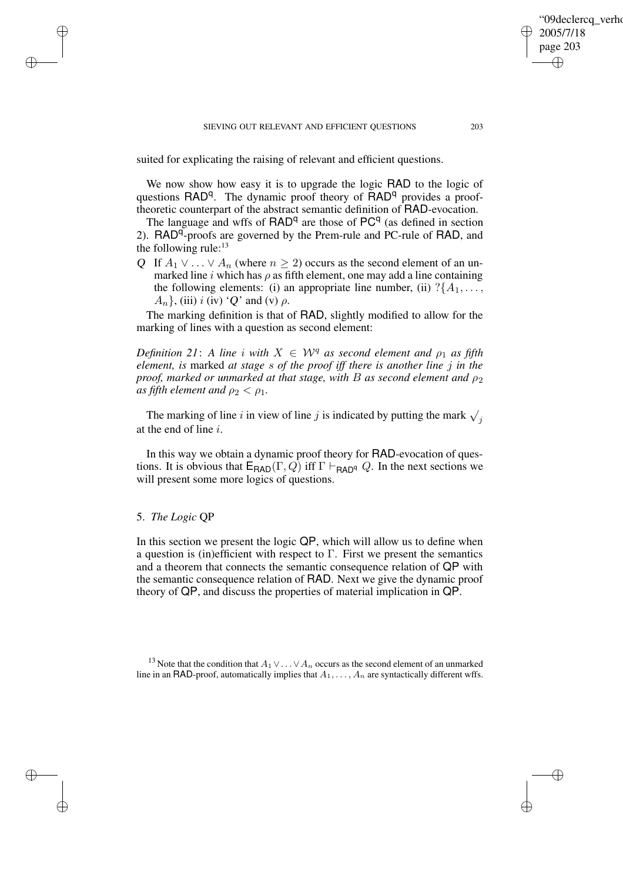suited for explicating the raising of relevant and efficient questions.

We now show how easy it is to upgrade the logic RAD to the logic of questions $\mathsf{RAD}^{\mathsf{q}}$. The dynamic proof theory of $\mathsf{RAD}^{\mathsf{q}}$ provides a proof-theoretic counterpart of the abstract semantic definition of RAD-evocation.

The language and wffs of $\mathsf{RAD}^{\mathsf{q}}$ are those of $\mathsf{PC}^{\mathsf{q}}$ (as defined in section 2). $\mathsf{RAD}^{\mathsf{q}}$-proofs are governed by the Prem-rule and PC-rule of RAD, and the following rule:[13]

*Q* If $A_1 \vee \ldots \vee A_n$ (where $n \geq 2$) occurs as the second element of an unmarked line $i$ which has $\rho$ as fifth element, one may add a line containing the following elements: (i) an appropriate line number, (ii) $?\{A_1, \ldots, A_n\}$, (iii) $i$ (iv) '*Q*' and (v) $\rho$.

The marking definition is that of RAD, slightly modified to allow for the marking of lines with a question as second element:

*Definition 21*: *A line $i$ with $X \in \mathcal{W}^q$ as second element and $\rho_1$ as fifth element, is* marked *at stage $s$ of the proof iff there is another line $j$ in the proof, marked or unmarked at that stage, with $B$ as second element and $\rho_2$ as fifth element and $\rho_2 < \rho_1$.*

The marking of line $i$ in view of line $j$ is indicated by putting the mark $\surd_j$ at the end of line $i$.

In this way we obtain a dynamic proof theory for RAD-evocation of questions. It is obvious that $\mathsf{E}_{\mathsf{RAD}}(\Gamma, Q)$ iff $\Gamma \vdash_{\mathsf{RAD}^{\mathsf{q}}} Q$. In the next sections we will present some more logics of questions.

## 5. *The Logic* QP

In this section we present the logic QP, which will allow us to define when a question is (in)efficient with respect to $\Gamma$. First we present the semantics and a theorem that connects the semantic consequence relation of QP with the semantic consequence relation of RAD. Next we give the dynamic proof theory of QP, and discuss the properties of material implication in QP.

[13] Note that the condition that $A_1 \vee \ldots \vee A_n$ occurs as the second element of an unmarked line in an RAD-proof, automatically implies that $A_1, \ldots, A_n$ are syntactically different wffs.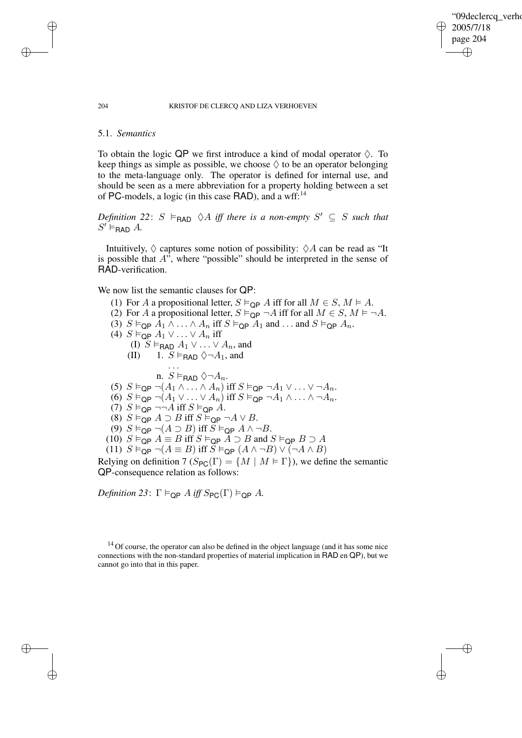### 5.1. *Semantics*

To obtain the logic QP we first introduce a kind of modal operator $\Diamond$. To keep things as simple as possible, we choose $\Diamond$ to be an operator belonging to the meta-language only. The operator is defined for internal use, and should be seen as a mere abbreviation for a property holding between a set of PC-models, a logic (in this case RAD), and a wff:[14]

*Definition 22*: $S \vDash_{\mathsf{RAD}} \Diamond A$ *iff there is a non-empty* $S' \subseteq S$ *such that* $S' \vDash_{\mathsf{RAD}} A$.

Intuitively, $\Diamond$ captures some notion of possibility: $\Diamond A$ can be read as "It is possible that $A$", where "possible" should be interpreted in the sense of RAD-verification.

We now list the semantic clauses for QP:

(1) For $A$ a propositional letter, $S \vDash_{\mathsf{QP}} A$ iff for all $M \in S$, $M \vDash A$.
(2) For $A$ a propositional letter, $S \vDash_{\mathsf{QP}} \neg A$ iff for all $M \in S$, $M \vDash \neg A$.
(3) $S \vDash_{\mathsf{QP}} A_1 \wedge \ldots \wedge A_n$ iff $S \vDash_{\mathsf{QP}} A_1$ and ... and $S \vDash_{\mathsf{QP}} A_n$.
(4) $S \vDash_{\mathsf{QP}} A_1 \vee \ldots \vee A_n$ iff
  (I) $S \vDash_{\mathsf{RAD}} A_1 \vee \ldots \vee A_n$, and
  (II) 1. $S \vDash_{\mathsf{RAD}} \Diamond\neg A_1$, and
    ...
    n. $S \vDash_{\mathsf{RAD}} \Diamond\neg A_n$.
(5) $S \vDash_{\mathsf{QP}} \neg(A_1 \wedge \ldots \wedge A_n)$ iff $S \vDash_{\mathsf{QP}} \neg A_1 \vee \ldots \vee \neg A_n$.
(6) $S \vDash_{\mathsf{QP}} \neg(A_1 \vee \ldots \vee A_n)$ iff $S \vDash_{\mathsf{QP}} \neg A_1 \wedge \ldots \wedge \neg A_n$.
(7) $S \vDash_{\mathsf{QP}} \neg\neg A$ iff $S \vDash_{\mathsf{QP}} A$.
(8) $S \vDash_{\mathsf{QP}} A \supset B$ iff $S \vDash_{\mathsf{QP}} \neg A \vee B$.
(9) $S \vDash_{\mathsf{QP}} \neg(A \supset B)$ iff $S \vDash_{\mathsf{QP}} A \wedge \neg B$.
(10) $S \vDash_{\mathsf{QP}} A \equiv B$ iff $S \vDash_{\mathsf{QP}} A \supset B$ and $S \vDash_{\mathsf{QP}} B \supset A$
(11) $S \vDash_{\mathsf{QP}} \neg(A \equiv B)$ iff $S \vDash_{\mathsf{QP}} (A \wedge \neg B) \vee (\neg A \wedge B)$

Relying on definition 7 ($S_{\mathsf{PC}}(\Gamma) = \{M \mid M \vDash \Gamma\}$), we define the semantic QP-consequence relation as follows:

*Definition 23*: $\Gamma \vDash_{\mathsf{QP}} A$ *iff* $S_{\mathsf{PC}}(\Gamma) \vDash_{\mathsf{QP}} A$.

[14] Of course, the operator can also be defined in the object language (and it has some nice connections with the non-standard properties of material implication in RAD en QP), but we cannot go into that in this paper.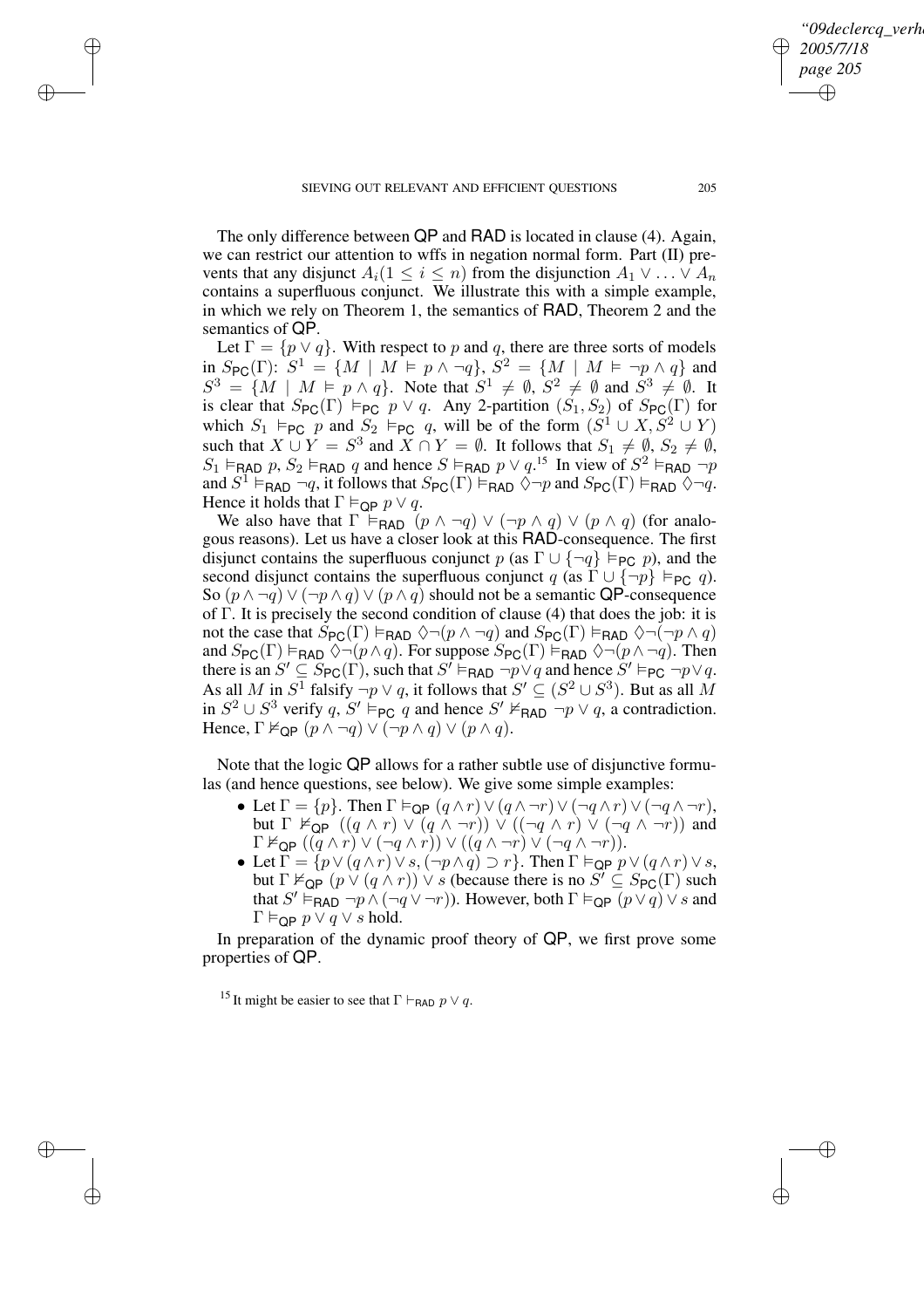The only difference between QP and RAD is located in clause (4). Again, we can restrict our attention to wffs in negation normal form. Part (II) prevents that any disjunct $A_i (1 \leq i \leq n)$ from the disjunction $A_1 \vee \ldots \vee A_n$ contains a superfluous conjunct. We illustrate this with a simple example, in which we rely on Theorem 1, the semantics of RAD, Theorem 2 and the semantics of QP.

Let $\Gamma = \{p \vee q\}$. With respect to $p$ and $q$, there are three sorts of models in $S_{\mathsf{PC}}(\Gamma)$: $S^1 = \{M \mid M \models p \wedge \neg q\}$, $S^2 = \{M \mid M \models \neg p \wedge q\}$ and $S^3 = \{M \mid M \models p \wedge q\}$. Note that $S^1 \neq \emptyset$, $S^2 \neq \emptyset$ and $S^3 \neq \emptyset$. It is clear that $S_{\mathsf{PC}}(\Gamma) \models_{\mathsf{PC}} p \vee q$. Any 2-partition $(S_1, S_2)$ of $S_{\mathsf{PC}}(\Gamma)$ for which $S_1 \models_{\mathsf{PC}} p$ and $S_2 \models_{\mathsf{PC}} q$, will be of the form $(S^1 \cup X, S^2 \cup Y)$ such that $X \cup Y = S^3$ and $X \cap Y = \emptyset$. It follows that $S_1 \neq \emptyset$, $S_2 \neq \emptyset$, $S_1 \models_{\mathsf{RAD}} p$, $S_2 \models_{\mathsf{RAD}} q$ and hence $S \models_{\mathsf{RAD}} p \vee q$.[15] In view of $S^2 \models_{\mathsf{RAD}} \neg p$ and $S^1 \models_{\mathsf{RAD}} \neg q$, it follows that $S_{\mathsf{PC}}(\Gamma) \models_{\mathsf{RAD}} \Diamond\neg p$ and $S_{\mathsf{PC}}(\Gamma) \models_{\mathsf{RAD}} \Diamond\neg q$. Hence it holds that $\Gamma \models_{\mathsf{QP}} p \vee q$.

We also have that $\Gamma \models_{\mathsf{RAD}} (p \wedge \neg q) \vee (\neg p \wedge q) \vee (p \wedge q)$ (for analogous reasons). Let us have a closer look at this RAD-consequence. The first disjunct contains the superfluous conjunct $p$ (as $\Gamma \cup \{\neg q\} \models_{\mathsf{PC}} p$), and the second disjunct contains the superfluous conjunct $q$ (as $\Gamma \cup \{\neg p\} \models_{\mathsf{PC}} q$). So $(p \wedge \neg q) \vee (\neg p \wedge q) \vee (p \wedge q)$ should not be a semantic QP-consequence of $\Gamma$. It is precisely the second condition of clause (4) that does the job: it is not the case that $S_{\mathsf{PC}}(\Gamma) \models_{\mathsf{RAD}} \Diamond\neg(p \wedge \neg q)$ and $S_{\mathsf{PC}}(\Gamma) \models_{\mathsf{RAD}} \Diamond\neg(\neg p \wedge q)$ and $S_{\mathsf{PC}}(\Gamma) \models_{\mathsf{RAD}} \Diamond\neg(p \wedge q)$. For suppose $S_{\mathsf{PC}}(\Gamma) \models_{\mathsf{RAD}} \Diamond\neg(p \wedge \neg q)$. Then there is an $S' \subseteq S_{\mathsf{PC}}(\Gamma)$, such that $S' \models_{\mathsf{RAD}} \neg p \vee q$ and hence $S' \models_{\mathsf{PC}} \neg p \vee q$. As all $M$ in $S^1$ falsify $\neg p \vee q$, it follows that $S' \subseteq (S^2 \cup S^3)$. But as all $M$ in $S^2 \cup S^3$ verify $q$, $S' \models_{\mathsf{PC}} q$ and hence $S' \not\models_{\mathsf{RAD}} \neg p \vee q$, a contradiction. Hence, $\Gamma \not\models_{\mathsf{QP}} (p \wedge \neg q) \vee (\neg p \wedge q) \vee (p \wedge q)$.

Note that the logic QP allows for a rather subtle use of disjunctive formulas (and hence questions, see below). We give some simple examples:

- Let $\Gamma = \{p\}$. Then $\Gamma \models_{\mathsf{QP}} (q \wedge r) \vee (q \wedge \neg r) \vee (\neg q \wedge r) \vee (\neg q \wedge \neg r)$, but $\Gamma \not\models_{\mathsf{QP}} ((q \wedge r) \vee (q \wedge \neg r)) \vee ((\neg q \wedge r) \vee (\neg q \wedge \neg r))$ and $\Gamma \not\models_{\mathsf{QP}} ((q \wedge r) \vee (\neg q \wedge r)) \vee ((q \wedge \neg r) \vee (\neg q \wedge \neg r))$.
- Let $\Gamma = \{p \vee (q \wedge r) \vee s, (\neg p \wedge q) \supset r\}$. Then $\Gamma \models_{\mathsf{QP}} p \vee (q \wedge r) \vee s$, but $\Gamma \not\models_{\mathsf{QP}} (p \vee (q \wedge r)) \vee s$ (because there is no $S' \subseteq S_{\mathsf{PC}}(\Gamma)$ such that $S' \models_{\mathsf{RAD}} \neg p \wedge (\neg q \vee \neg r)$). However, both $\Gamma \models_{\mathsf{QP}} (p \vee q) \vee s$ and $\Gamma \models_{\mathsf{QP}} p \vee q \vee s$ hold.

In preparation of the dynamic proof theory of QP, we first prove some properties of QP.

[15] It might be easier to see that $\Gamma \vdash_{\mathsf{RAD}} p \vee q$.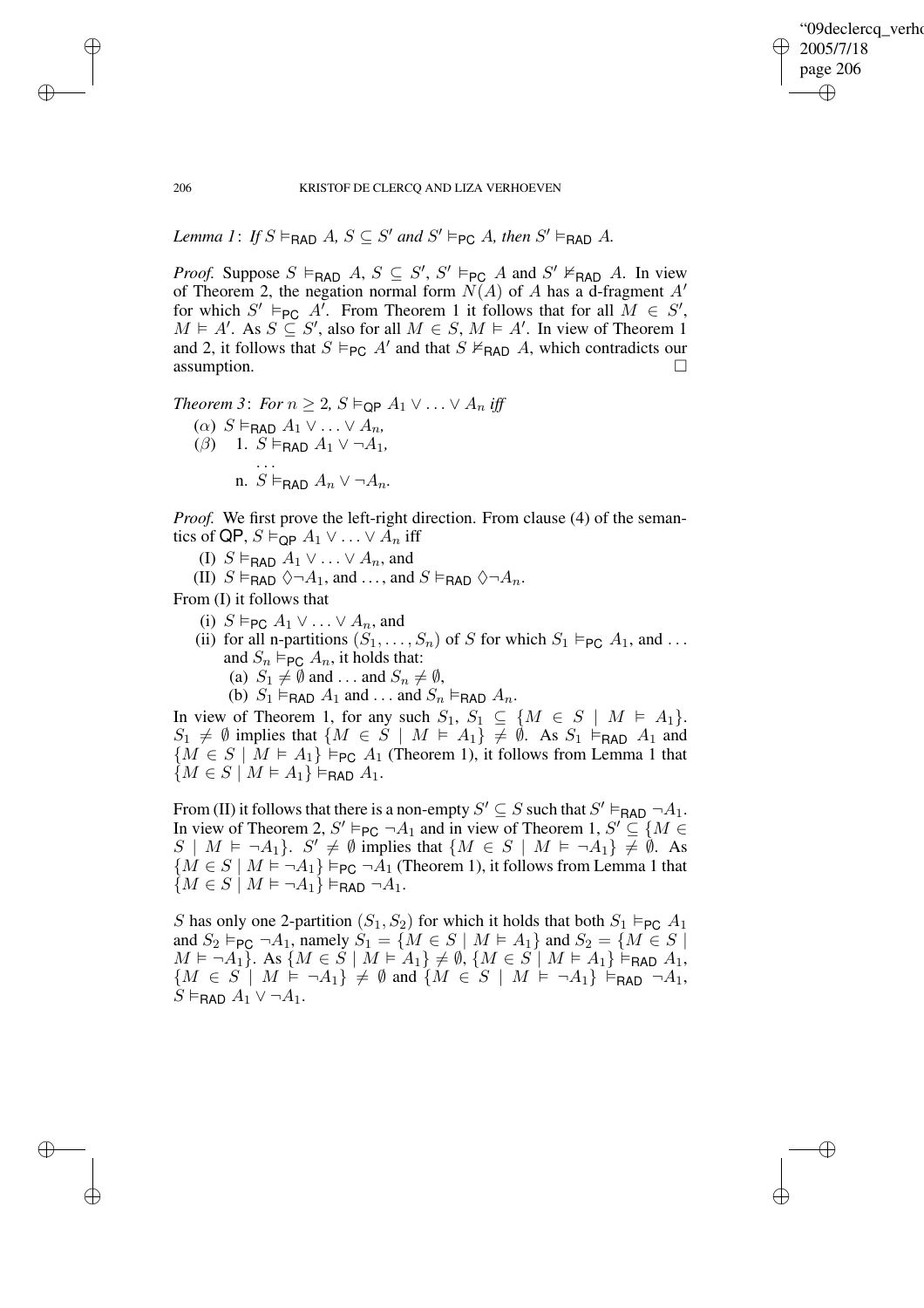*Lemma 1*: *If* $S \vDash_{\mathsf{RAD}} A$*,* $S \subseteq S'$ *and* $S' \vDash_{\mathsf{PC}} A$*, then* $S' \vDash_{\mathsf{RAD}} A$*.*

*Proof.* Suppose $S \vDash_{\mathsf{RAD}} A$, $S \subseteq S'$, $S' \vDash_{\mathsf{PC}} A$ and $S' \nvDash_{\mathsf{RAD}} A$. In view of Theorem 2, the negation normal form $N(A)$ of $A$ has a d-fragment $A'$ for which $S' \vDash_{\mathsf{PC}} A'$. From Theorem 1 it follows that for all $M \in S'$, $M \vDash A'$. As $S \subseteq S'$, also for all $M \in S$, $M \vDash A'$. In view of Theorem 1 and 2, it follows that $S \vDash_{\mathsf{PC}} A'$ and that $S \nvDash_{\mathsf{RAD}} A$, which contradicts our assumption. □

*Theorem 3*: *For* $n \geq 2$*,* $S \vDash_{\mathsf{QP}} A_1 \vee \ldots \vee A_n$ *iff*

($\alpha$) $S \vDash_{\mathsf{RAD}} A_1 \vee \ldots \vee A_n$,

($\beta$) 1. $S \vDash_{\mathsf{RAD}} A_1 \vee \neg A_1$,

...

n. $S \vDash_{\mathsf{RAD}} A_n \vee \neg A_n$.

*Proof.* We first prove the left-right direction. From clause (4) of the semantics of $\mathsf{QP}$, $S \vDash_{\mathsf{QP}} A_1 \vee \ldots \vee A_n$ iff

(I) $S \vDash_{\mathsf{RAD}} A_1 \vee \ldots \vee A_n$, and

(II) $S \vDash_{\mathsf{RAD}} \lozenge\neg A_1$, and ..., and $S \vDash_{\mathsf{RAD}} \lozenge\neg A_n$.

From (I) it follows that

(i) $S \vDash_{\mathsf{PC}} A_1 \vee \ldots \vee A_n$, and

(ii) for all n-partitions $(S_1, \ldots, S_n)$ of $S$ for which $S_1 \vDash_{\mathsf{PC}} A_1$, and ... and $S_n \vDash_{\mathsf{PC}} A_n$, it holds that:

(a) $S_1 \neq \emptyset$ and ... and $S_n \neq \emptyset$,

(b) $S_1 \vDash_{\mathsf{RAD}} A_1$ and ... and $S_n \vDash_{\mathsf{RAD}} A_n$.

In view of Theorem 1, for any such $S_1$, $S_1 \subseteq \{M \in S \mid M \vDash A_1\}$. $S_1 \neq \emptyset$ implies that $\{M \in S \mid M \vDash A_1\} \neq \emptyset$. As $S_1 \vDash_{\mathsf{RAD}} A_1$ and $\{M \in S \mid M \vDash A_1\} \vDash_{\mathsf{PC}} A_1$ (Theorem 1), it follows from Lemma 1 that $\{M \in S \mid M \vDash A_1\} \vDash_{\mathsf{RAD}} A_1$.

From (II) it follows that there is a non-empty $S' \subseteq S$ such that $S' \vDash_{\mathsf{RAD}} \neg A_1$. In view of Theorem 2, $S' \vDash_{\mathsf{PC}} \neg A_1$ and in view of Theorem 1, $S' \subseteq \{M \in S \mid M \vDash \neg A_1\}$. $S' \neq \emptyset$ implies that $\{M \in S \mid M \vDash \neg A_1\} \neq \emptyset$. As $\{M \in S \mid M \vDash \neg A_1\} \vDash_{\mathsf{PC}} \neg A_1$ (Theorem 1), it follows from Lemma 1 that $\{M \in S \mid M \vDash \neg A_1\} \vDash_{\mathsf{RAD}} \neg A_1$.

$S$ has only one 2-partition $(S_1, S_2)$ for which it holds that both $S_1 \vDash_{\mathsf{PC}} A_1$ and $S_2 \vDash_{\mathsf{PC}} \neg A_1$, namely $S_1 = \{M \in S \mid M \vDash A_1\}$ and $S_2 = \{M \in S \mid M \vDash \neg A_1\}$. As $\{M \in S \mid M \vDash A_1\} \neq \emptyset$, $\{M \in S \mid M \vDash A_1\} \vDash_{\mathsf{RAD}} A_1$, $\{M \in S \mid M \vDash \neg A_1\} \neq \emptyset$ and $\{M \in S \mid M \vDash \neg A_1\} \vDash_{\mathsf{RAD}} \neg A_1$, $S \vDash_{\mathsf{RAD}} A_1 \vee \neg A_1$.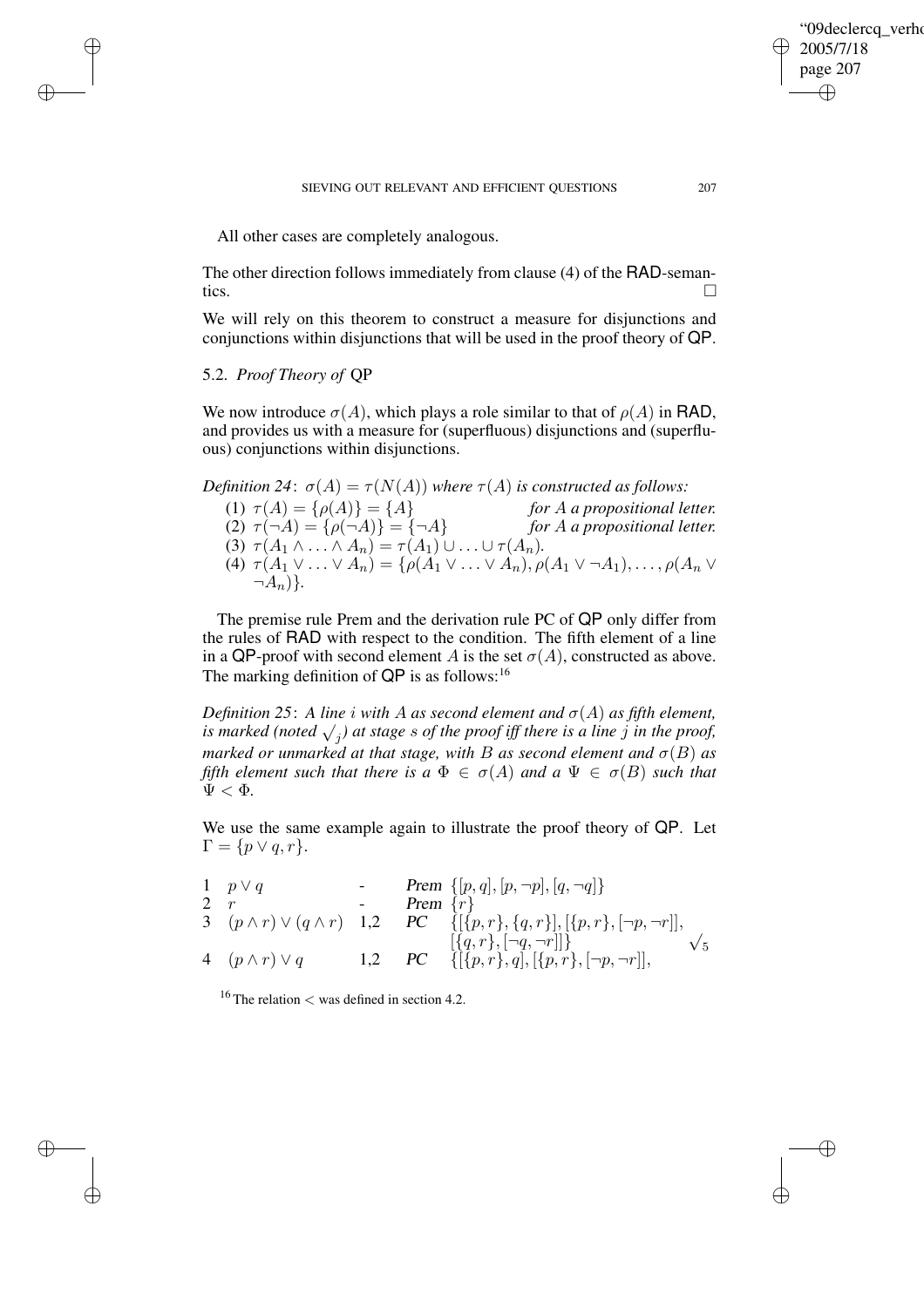All other cases are completely analogous.

The other direction follows immediately from clause (4) of the RAD-semantics. □

We will rely on this theorem to construct a measure for disjunctions and conjunctions within disjunctions that will be used in the proof theory of QP.

## 5.2. *Proof Theory of* QP

We now introduce $\sigma(A)$, which plays a role similar to that of $\rho(A)$ in RAD, and provides us with a measure for (superfluous) disjunctions and (superfluous) conjunctions within disjunctions.

*Definition 24*: *$\sigma(A) = \tau(N(A))$ where $\tau(A)$ is constructed as follows:*

(1) $\tau(A) = \{\rho(A)\} = \{A\}$ *for $A$ a propositional letter.*
(2) $\tau(\neg A) = \{\rho(\neg A)\} = \{\neg A\}$ *for $A$ a propositional letter.*
(3) $\tau(A_1 \wedge \ldots \wedge A_n) = \tau(A_1) \cup \ldots \cup \tau(A_n)$.
(4) $\tau(A_1 \vee \ldots \vee A_n) = \{\rho(A_1 \vee \ldots \vee A_n), \rho(A_1 \vee \neg A_1), \ldots, \rho(A_n \vee \neg A_n)\}$.

The premise rule Prem and the derivation rule PC of QP only differ from the rules of RAD with respect to the condition. The fifth element of a line in a QP-proof with second element $A$ is the set $\sigma(A)$, constructed as above. The marking definition of QP is as follows:[16]

*Definition 25*: *A line $i$ with $A$ as second element and $\sigma(A)$ as fifth element, is marked (noted $\surd_j$) at stage $s$ of the proof iff there is a line $j$ in the proof, marked or unmarked at that stage, with $B$ as second element and $\sigma(B)$ as fifth element such that there is a $\Phi \in \sigma(A)$ and a $\Psi \in \sigma(B)$ such that $\Psi < \Phi$.*

We use the same example again to illustrate the proof theory of QP. Let $\Gamma = \{p \vee q, r\}$.

| | | | | | |
|---|---|---|---|---|---|
| 1 | $p \vee q$ | - | Prem | $\{[p, q], [p, \neg p], [q, \neg q]\}$ | |
| 2 | $r$ | - | Prem | $\{r\}$ | |
| 3 | $(p \wedge r) \vee (q \wedge r)$ | 1,2 | PC | $\{[\{p, r\}, \{q, r\}], [\{p, r\}, [\neg p, \neg r]], [\{q, r\}, [\neg q, \neg r]]\}$ | $\surd_5$ |
| 4 | $(p \wedge r) \vee q$ | 1,2 | PC | $\{[\{p, r\}, q], [\{p, r\}, [\neg p, \neg r]],$ | |

[16] The relation $<$ was defined in section 4.2.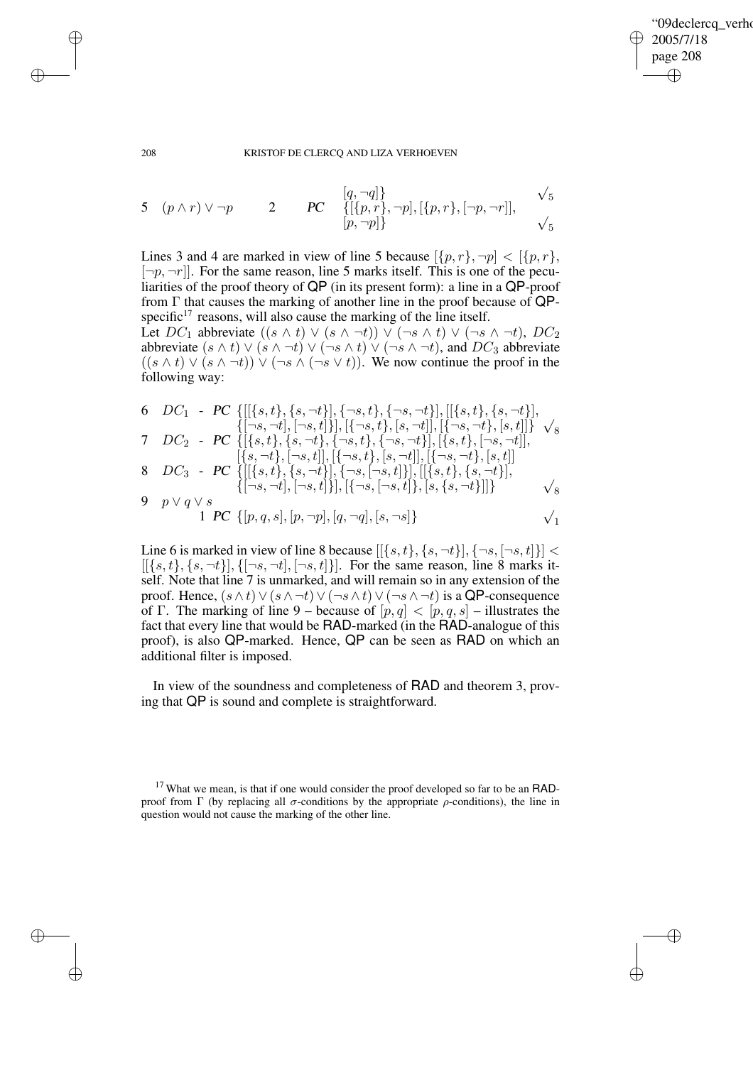| | | | | | |
|---|---|---|---|---|---|
| 5 | $(p \wedge r) \vee \neg p$ | 2 | *PC* | $[q, \neg q]\}$ $\{[\{p, r\}, \neg p], [\{p, r\}, [\neg p, \neg r]],$ $[p, \neg p]\}$ | $\surd_5$ $\surd_5$ |

Lines 3 and 4 are marked in view of line 5 because $[\{p, r\}, \neg p] < [\{p, r\}, [\neg p, \neg r]]$. For the same reason, line 5 marks itself. This is one of the peculiarities of the proof theory of QP (in its present form): a line in a QP-proof from $\Gamma$ that causes the marking of another line in the proof because of QP-specific[17] reasons, will also cause the marking of the line itself.

Let $DC_1$ abbreviate $((s \wedge t) \vee (s \wedge \neg t)) \vee (\neg s \wedge t) \vee (\neg s \wedge \neg t)$, $DC_2$ abbreviate $(s \wedge t) \vee (s \wedge \neg t) \vee (\neg s \wedge t) \vee (\neg s \wedge \neg t)$, and $DC_3$ abbreviate $((s \wedge t) \vee (s \wedge \neg t)) \vee (\neg s \wedge (\neg s \vee t))$. We now continue the proof in the following way:

| | | | | | |
|---|---|---|---|---|---|
| 6 | $DC_1$ | - | *PC* | $\{[[\{s, t\}, \{s, \neg t\}], \{\neg s, t\}, \{\neg s, \neg t\}], [[\{s, t\}, \{s, \neg t\}], \{[\neg s, \neg t], [\neg s, t]\}], [\{\neg s, t\}, [s, \neg t]], [\{\neg s, \neg t\}, [s, t]]\}$ | $\surd_8$ |
| 7 | $DC_2$ | - | *PC* | $\{[\{s, t\}, \{s, \neg t\}, \{\neg s, t\}, \{\neg s, \neg t\}], [\{s, t\}, [\neg s, \neg t]], [\{s, \neg t\}, [\neg s, t]], [\{\neg s, t\}, [s, \neg t]], [\{\neg s, \neg t\}, [s, t]]$ | |
| 8 | $DC_3$ | - | *PC* | $\{[[\{s, t\}, \{s, \neg t\}], \{\neg s, [\neg s, t]\}], [[\{s, t\}, \{s, \neg t\}], \{[\neg s, \neg t], [\neg s, t]\}], [\{\neg s, [\neg s, t]\}, [s, \{s, \neg t\}]]\}$ | $\surd_8$ |
| 9 | $p \vee q \vee s$ | 1 | *PC* | $\{[p, q, s], [p, \neg p], [q, \neg q], [s, \neg s]\}$ | $\surd_1$ |

Line 6 is marked in view of line 8 because $[[\{s, t\}, \{s, \neg t\}], \{\neg s, [\neg s, t]\}] < [[\{s, t\}, \{s, \neg t\}], \{[\neg s, \neg t], [\neg s, t]\}]$. For the same reason, line 8 marks itself. Note that line 7 is unmarked, and will remain so in any extension of the proof. Hence, $(s \wedge t) \vee (s \wedge \neg t) \vee (\neg s \wedge t) \vee (\neg s \wedge \neg t)$ is a QP-consequence of $\Gamma$. The marking of line 9 – because of $[p, q] < [p, q, s]$ – illustrates the fact that every line that would be RAD-marked (in the RAD-analogue of this proof), is also QP-marked. Hence, QP can be seen as RAD on which an additional filter is imposed.

In view of the soundness and completeness of RAD and theorem 3, proving that QP is sound and complete is straightforward.

[17] What we mean, is that if one would consider the proof developed so far to be an RAD-proof from $\Gamma$ (by replacing all $\sigma$-conditions by the appropriate $\rho$-conditions), the line in question would not cause the marking of the other line.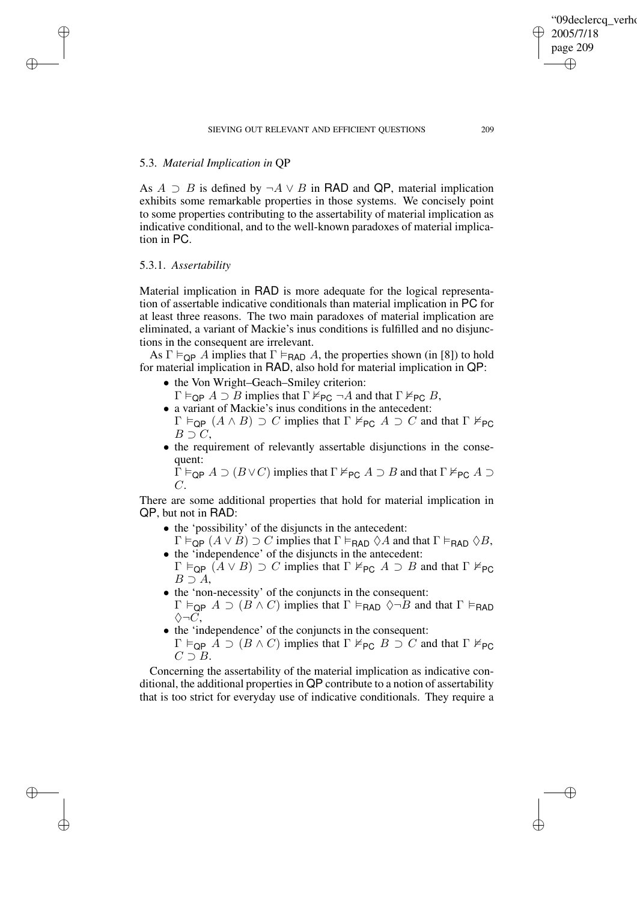### 5.3. *Material Implication in* QP

As $A \supset B$ is defined by $\neg A \vee B$ in RAD and QP, material implication exhibits some remarkable properties in those systems. We concisely point to some properties contributing to the assertability of material implication as indicative conditional, and to the well-known paradoxes of material implication in PC.

#### 5.3.1. *Assertability*

Material implication in RAD is more adequate for the logical representation of assertable indicative conditionals than material implication in PC for at least three reasons. The two main paradoxes of material implication are eliminated, a variant of Mackie's inus conditions is fulfilled and no disjunctions in the consequent are irrelevant.

As $\Gamma \vDash_{\mathsf{QP}} A$ implies that $\Gamma \vDash_{\mathsf{RAD}} A$, the properties shown (in [8]) to hold for material implication in RAD, also hold for material implication in QP:

- the Von Wright–Geach–Smiley criterion:
  $\Gamma \vDash_{\mathsf{QP}} A \supset B$ implies that $\Gamma \nvDash_{\mathsf{PC}} \neg A$ and that $\Gamma \nvDash_{\mathsf{PC}} B$,
- a variant of Mackie's inus conditions in the antecedent:
  $\Gamma \vDash_{\mathsf{QP}} (A \wedge B) \supset C$ implies that $\Gamma \nvDash_{\mathsf{PC}} A \supset C$ and that $\Gamma \nvDash_{\mathsf{PC}} B \supset C$,
- the requirement of relevantly assertable disjunctions in the consequent:
  $\Gamma \vDash_{\mathsf{QP}} A \supset (B \vee C)$ implies that $\Gamma \nvDash_{\mathsf{PC}} A \supset B$ and that $\Gamma \nvDash_{\mathsf{PC}} A \supset C$.

There are some additional properties that hold for material implication in QP, but not in RAD:

- the 'possibility' of the disjuncts in the antecedent:
  $\Gamma \vDash_{\mathsf{QP}} (A \vee B) \supset C$ implies that $\Gamma \vDash_{\mathsf{RAD}} \Diamond A$ and that $\Gamma \vDash_{\mathsf{RAD}} \Diamond B$,
- the 'independence' of the disjuncts in the antecedent:
  $\Gamma \vDash_{\mathsf{QP}} (A \vee B) \supset C$ implies that $\Gamma \nvDash_{\mathsf{PC}} A \supset B$ and that $\Gamma \nvDash_{\mathsf{PC}} B \supset A$,
- the 'non-necessity' of the conjuncts in the consequent:
  $\Gamma \vDash_{\mathsf{QP}} A \supset (B \wedge C)$ implies that $\Gamma \vDash_{\mathsf{RAD}} \Diamond \neg B$ and that $\Gamma \vDash_{\mathsf{RAD}} \Diamond \neg C$,
- the 'independence' of the conjuncts in the consequent:
  $\Gamma \vDash_{\mathsf{QP}} A \supset (B \wedge C)$ implies that $\Gamma \nvDash_{\mathsf{PC}} B \supset C$ and that $\Gamma \nvDash_{\mathsf{PC}} C \supset B$.

Concerning the assertability of the material implication as indicative conditional, the additional properties in QP contribute to a notion of assertability that is too strict for everyday use of indicative conditionals. They require a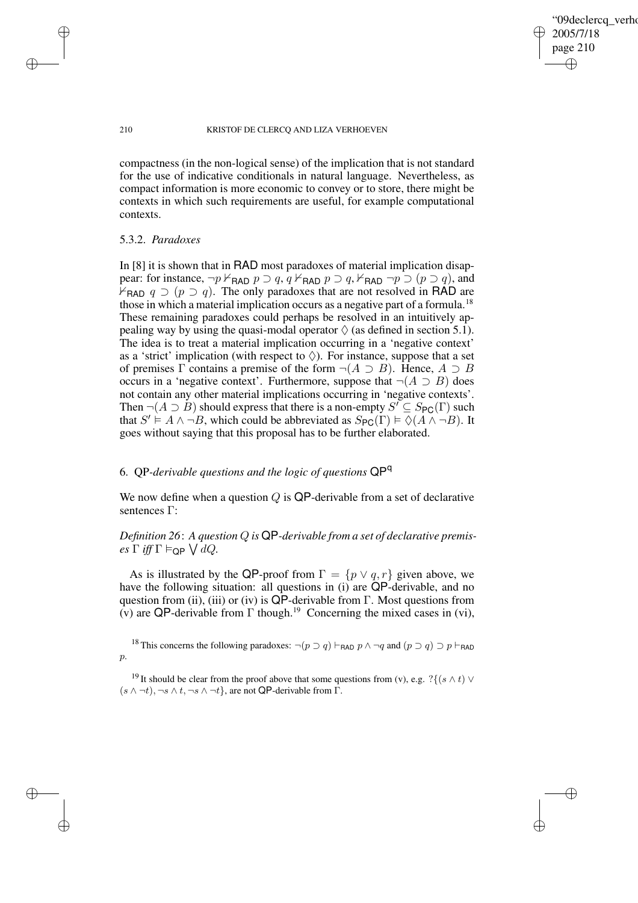compactness (in the non-logical sense) of the implication that is not standard for the use of indicative conditionals in natural language. Nevertheless, as compact information is more economic to convey or to store, there might be contexts in which such requirements are useful, for example computational contexts.

### 5.3.2. *Paradoxes*

In [8] it is shown that in RAD most paradoxes of material implication disappear: for instance, $\neg p \nvdash_{\mathsf{RAD}} p \supset q$, $q \nvdash_{\mathsf{RAD}} p \supset q$, $\nvdash_{\mathsf{RAD}} \neg p \supset (p \supset q)$, and $\nvdash_{\mathsf{RAD}} q \supset (p \supset q)$. The only paradoxes that are not resolved in RAD are those in which a material implication occurs as a negative part of a formula.[18] These remaining paradoxes could perhaps be resolved in an intuitively appealing way by using the quasi-modal operator $\Diamond$ (as defined in section 5.1). The idea is to treat a material implication occurring in a 'negative context' as a 'strict' implication (with respect to $\Diamond$). For instance, suppose that a set of premises $\Gamma$ contains a premise of the form $\neg(A \supset B)$. Hence, $A \supset B$ occurs in a 'negative context'. Furthermore, suppose that $\neg(A \supset B)$ does not contain any other material implications occurring in 'negative contexts'. Then $\neg(A \supset B)$ should express that there is a non-empty $S' \subseteq S_{\mathsf{PC}}(\Gamma)$ such that $S' \vDash A \wedge \neg B$, which could be abbreviated as $S_{\mathsf{PC}}(\Gamma) \vDash \Diamond(A \wedge \neg B)$. It goes without saying that this proposal has to be further elaborated.

## 6. QP-*derivable questions and the logic of questions* $\mathsf{QP}^{\mathsf{q}}$

We now define when a question $Q$ is QP-derivable from a set of declarative sentences $\Gamma$:

*Definition 26*: *A question $Q$ is* QP*-derivable from a set of declarative premises $\Gamma$ iff $\Gamma \vDash_{\mathsf{QP}} \bigvee dQ$.*

As is illustrated by the QP-proof from $\Gamma = \{p \vee q, r\}$ given above, we have the following situation: all questions in (i) are QP-derivable, and no question from (ii), (iii) or (iv) is QP-derivable from $\Gamma$. Most questions from (v) are QP-derivable from $\Gamma$ though.[19] Concerning the mixed cases in (vi),

[18] This concerns the following paradoxes: $\neg(p \supset q) \vdash_{\mathsf{RAD}} p \wedge \neg q$ and $(p \supset q) \supset p \vdash_{\mathsf{RAD}} p$.

[19] It should be clear from the proof above that some questions from (v), e.g. $?\{(s \wedge t) \vee (s \wedge \neg t), \neg s \wedge t, \neg s \wedge \neg t\}$, are not QP-derivable from $\Gamma$.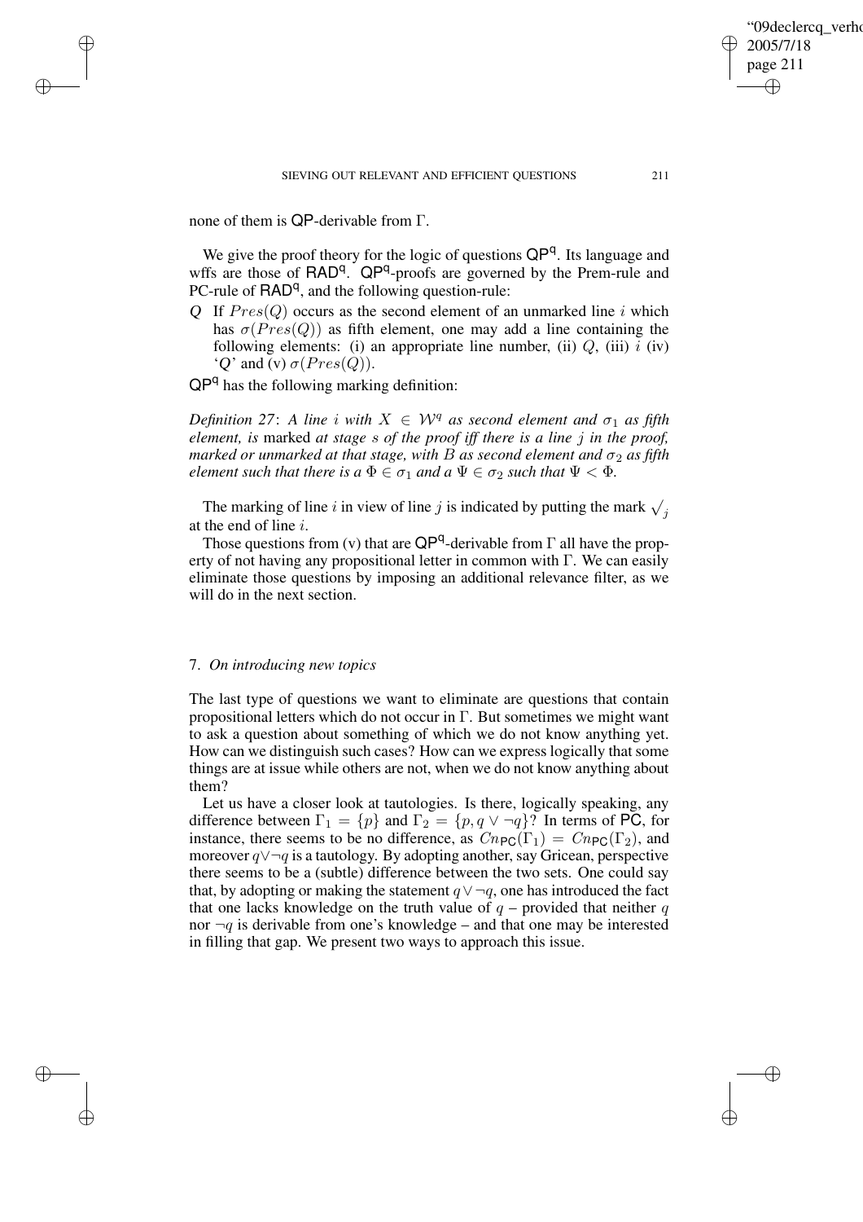none of them is QP-derivable from $\Gamma$.

We give the proof theory for the logic of questions $\mathsf{QP}^{\mathsf{q}}$. Its language and wffs are those of $\mathsf{RAD}^{\mathsf{q}}$. $\mathsf{QP}^{\mathsf{q}}$-proofs are governed by the Prem-rule and PC-rule of $\mathsf{RAD}^{\mathsf{q}}$, and the following question-rule:

$Q$ If $Pres(Q)$ occurs as the second element of an unmarked line $i$ which has $\sigma(Pres(Q))$ as fifth element, one may add a line containing the following elements: (i) an appropriate line number, (ii) $Q$, (iii) $i$ (iv) '$Q$' and (v) $\sigma(Pres(Q))$.

$\mathsf{QP}^{\mathsf{q}}$ has the following marking definition:

*Definition 27*: *A line $i$ with $X \in \mathcal{W}^q$ as second element and $\sigma_1$ as fifth element, is* marked *at stage $s$ of the proof iff there is a line $j$ in the proof, marked or unmarked at that stage, with $B$ as second element and $\sigma_2$ as fifth element such that there is a $\Phi \in \sigma_1$ and a $\Psi \in \sigma_2$ such that $\Psi < \Phi$.*

The marking of line $i$ in view of line $j$ is indicated by putting the mark $\surd_j$ at the end of line $i$.

Those questions from (v) that are $\mathsf{QP}^{\mathsf{q}}$-derivable from $\Gamma$ all have the property of not having any propositional letter in common with $\Gamma$. We can easily eliminate those questions by imposing an additional relevance filter, as we will do in the next section.

## 7. *On introducing new topics*

The last type of questions we want to eliminate are questions that contain propositional letters which do not occur in $\Gamma$. But sometimes we might want to ask a question about something of which we do not know anything yet. How can we distinguish such cases? How can we express logically that some things are at issue while others are not, when we do not know anything about them?

Let us have a closer look at tautologies. Is there, logically speaking, any difference between $\Gamma_1 = \{p\}$ and $\Gamma_2 = \{p, q \vee \neg q\}$? In terms of PC, for instance, there seems to be no difference, as $Cn_{\mathsf{PC}}(\Gamma_1) = Cn_{\mathsf{PC}}(\Gamma_2)$, and moreover $q \vee \neg q$ is a tautology. By adopting another, say Gricean, perspective there seems to be a (subtle) difference between the two sets. One could say that, by adopting or making the statement $q \vee \neg q$, one has introduced the fact that one lacks knowledge on the truth value of $q$ – provided that neither $q$ nor $\neg q$ is derivable from one's knowledge – and that one may be interested in filling that gap. We present two ways to approach this issue.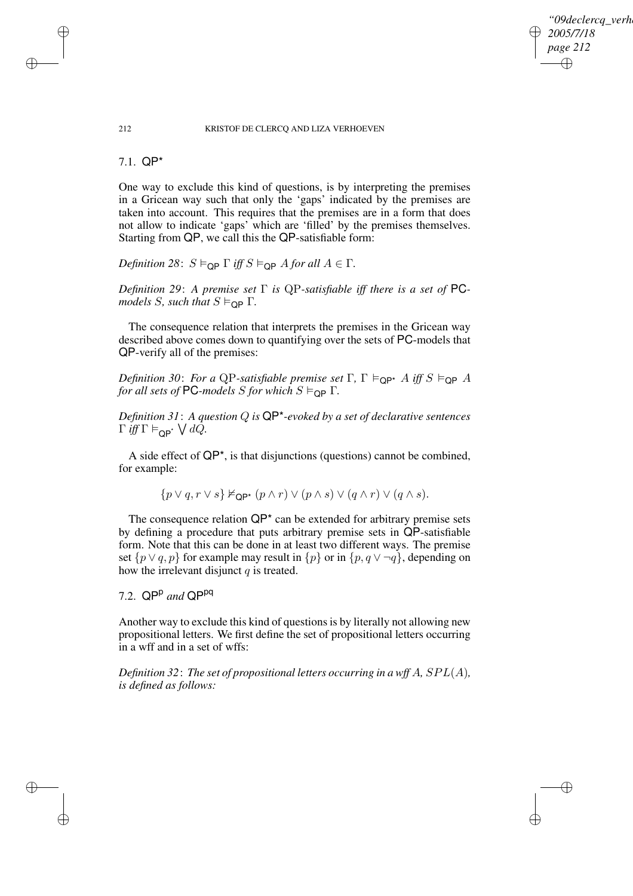### 7.1. $\mathsf{QP}^{\star}$

One way to exclude this kind of questions, is by interpreting the premises in a Gricean way such that only the 'gaps' indicated by the premises are taken into account. This requires that the premises are in a form that does not allow to indicate 'gaps' which are 'filled' by the premises themselves. Starting from $\mathsf{QP}$, we call this the $\mathsf{QP}$-satisfiable form:

*Definition 28*: $S \vDash_{\mathsf{QP}} \Gamma$ *iff* $S \vDash_{\mathsf{QP}} A$ *for all* $A \in \Gamma$.

*Definition 29*: *A premise set* $\Gamma$ *is* QP*-satisfiable iff there is a set of* $\mathsf{PC}$*-models* $S$*, such that* $S \vDash_{\mathsf{QP}} \Gamma$.

The consequence relation that interprets the premises in the Gricean way described above comes down to quantifying over the sets of $\mathsf{PC}$-models that $\mathsf{QP}$-verify all of the premises:

*Definition 30*: *For a* QP*-satisfiable premise set* $\Gamma$*,* $\Gamma \vDash_{\mathsf{QP}^{\star}} A$ *iff* $S \vDash_{\mathsf{QP}} A$ *for all sets of* $\mathsf{PC}$*-models* $S$ *for which* $S \vDash_{\mathsf{QP}} \Gamma$.

*Definition 31*: *A question* $Q$ *is* $\mathsf{QP}^{\star}$*-evoked by a set of declarative sentences* $\Gamma$ *iff* $\Gamma \vDash_{\mathsf{QP}^{\star}} \bigvee dQ$.

A side effect of $\mathsf{QP}^{\star}$, is that disjunctions (questions) cannot be combined, for example:

$$\{p \vee q, r \vee s\} \nvDash_{\mathsf{QP}^{\star}} (p \wedge r) \vee (p \wedge s) \vee (q \wedge r) \vee (q \wedge s).$$

The consequence relation $\mathsf{QP}^{\star}$ can be extended for arbitrary premise sets by defining a procedure that puts arbitrary premise sets in $\mathsf{QP}$-satisfiable form. Note that this can be done in at least two different ways. The premise set $\{p \vee q, p\}$ for example may result in $\{p\}$ or in $\{p, q \vee \neg q\}$, depending on how the irrelevant disjunct $q$ is treated.

### 7.2. $\mathsf{QP}^{\mathsf{p}}$ *and* $\mathsf{QP}^{\mathsf{pq}}$

Another way to exclude this kind of questions is by literally not allowing new propositional letters. We first define the set of propositional letters occurring in a wff and in a set of wffs:

*Definition 32*: *The set of propositional letters occurring in a wff* $A$*,* $SPL(A)$*, is defined as follows:*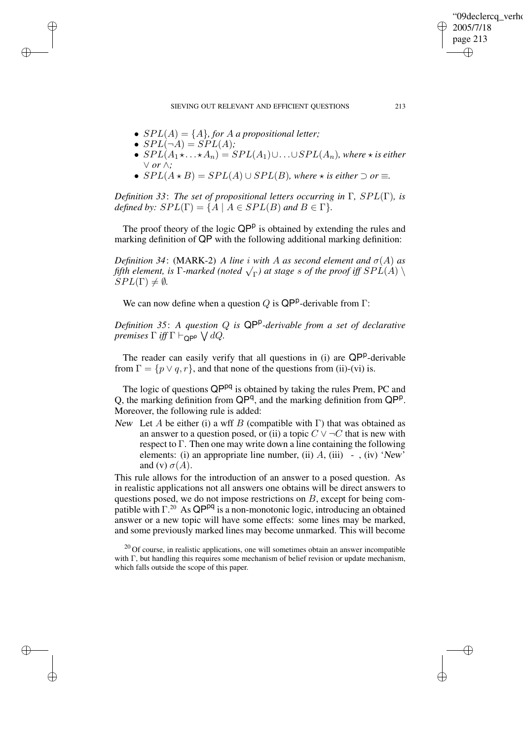- $SPL(A) = \{A\}$, *for* $A$ *a propositional letter;*
- $SPL(\neg A) = SPL(A)$*;*
- $SPL(A_1 \star \ldots \star A_n) = SPL(A_1) \cup \ldots \cup SPL(A_n)$*, where* $\star$ *is either* $\vee$ *or* $\wedge$*;*
- $SPL(A \star B) = SPL(A) \cup SPL(B)$*, where* $\star$ *is either* $\supset$ *or* $\equiv$*.*

*Definition 33*: *The set of propositional letters occurring in* $\Gamma$*,* $SPL(\Gamma)$*, is defined by:* $SPL(\Gamma) = \{A \mid A \in SPL(B) \text{ and } B \in \Gamma\}$*.*

The proof theory of the logic $\mathsf{QP}^{\mathsf{p}}$ is obtained by extending the rules and marking definition of $\mathsf{QP}$ with the following additional marking definition:

*Definition 34*: (MARK-2) *A line* $i$ *with* $A$ *as second element and* $\sigma(A)$ *as fifth element, is* $\Gamma$*-marked (noted* $\surd_{\Gamma}$*) at stage* $s$ *of the proof iff* $SPL(A) \setminus SPL(\Gamma) \neq \emptyset$*.*

We can now define when a question $Q$ is $\mathsf{QP}^{\mathsf{p}}$-derivable from $\Gamma$:

*Definition 35*: *A question* $Q$ *is* $\mathsf{QP}^{\mathsf{p}}$*-derivable from a set of declarative premises* $\Gamma$ *iff* $\Gamma \vdash_{\mathsf{QP}^{\mathsf{p}}} \bigvee dQ$*.*

The reader can easily verify that all questions in (i) are $\mathsf{QP}^{\mathsf{p}}$-derivable from $\Gamma = \{p \vee q, r\}$, and that none of the questions from (ii)-(vi) is.

The logic of questions $\mathsf{QP}^{\mathsf{pq}}$ is obtained by taking the rules Prem, PC and Q, the marking definition from $\mathsf{QP}^{\mathsf{q}}$, and the marking definition from $\mathsf{QP}^{\mathsf{p}}$. Moreover, the following rule is added:

*New* Let $A$ be either (i) a wff $B$ (compatible with $\Gamma$) that was obtained as an answer to a question posed, or (ii) a topic $C \vee \neg C$ that is new with respect to $\Gamma$. Then one may write down a line containing the following elements: (i) an appropriate line number, (ii) $A$, (iii) - , (iv) '*New*' and (v) $\sigma(A)$.

This rule allows for the introduction of an answer to a posed question. As in realistic applications not all answers one obtains will be direct answers to questions posed, we do not impose restrictions on $B$, except for being compatible with $\Gamma$.[20] As $\mathsf{QP}^{\mathsf{pq}}$ is a non-monotonic logic, introducing an obtained answer or a new topic will have some effects: some lines may be marked, and some previously marked lines may become unmarked. This will become

[20] Of course, in realistic applications, one will sometimes obtain an answer incompatible with $\Gamma$, but handling this requires some mechanism of belief revision or update mechanism, which falls outside the scope of this paper.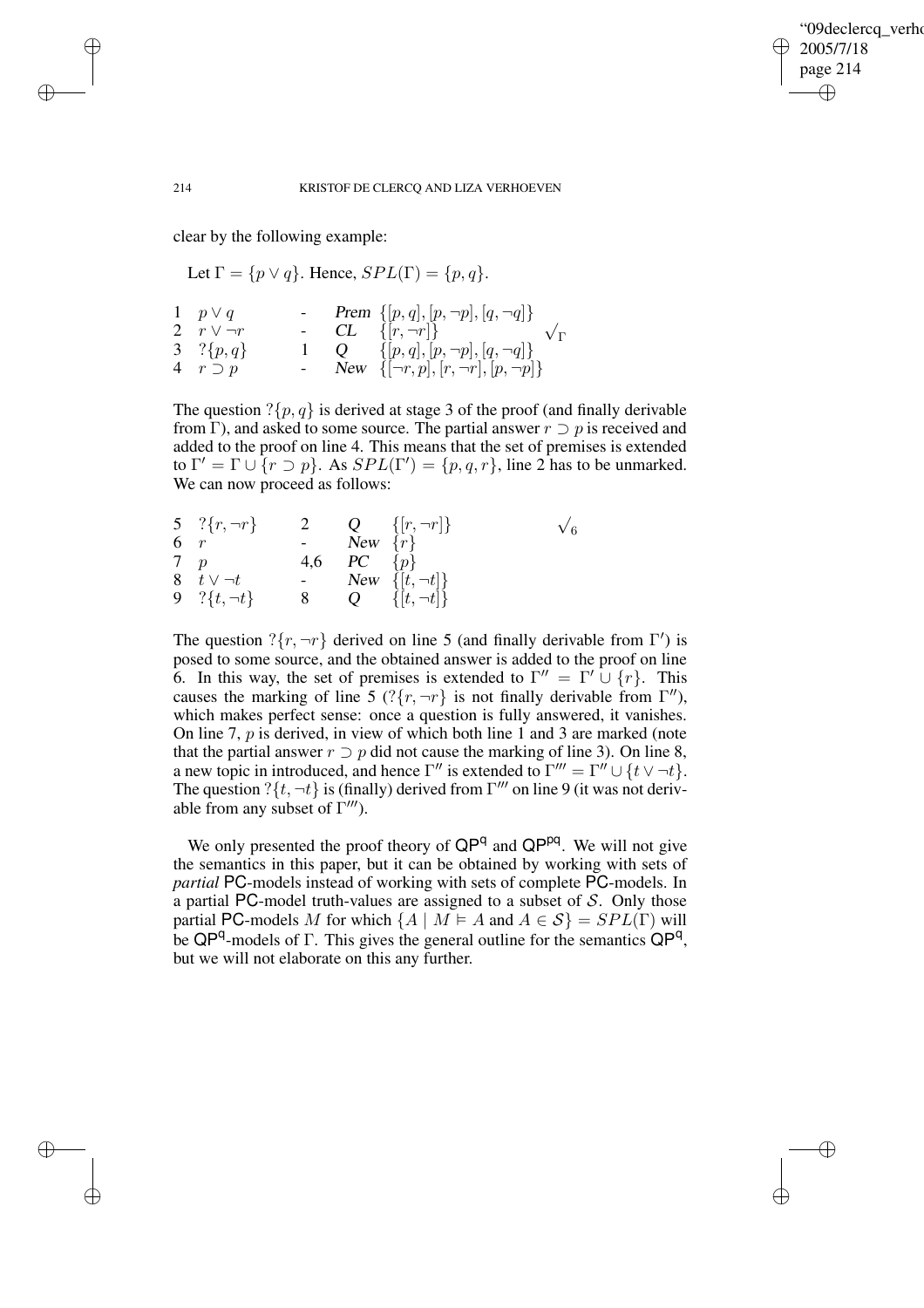clear by the following example:

Let $\Gamma = \{p \vee q\}$. Hence, $SPL(\Gamma) = \{p, q\}$.

| | | | | | |
|---|---|---|---|---|---|
| 1 | $p \vee q$ | - | *Prem* | $\{[p, q], [p, \neg p], [q, \neg q]\}$ | |
| 2 | $r \vee \neg r$ | - | *CL* | $\{[r, \neg r]\}$ | $\surd_\Gamma$ |
| 3 | $?\{p, q\}$ | 1 | *Q* | $\{[p, q], [p, \neg p], [q, \neg q]\}$ | |
| 4 | $r \supset p$ | - | *New* | $\{[\neg r, p], [r, \neg r], [p, \neg p]\}$ | |

The question $?\{p, q\}$ is derived at stage 3 of the proof (and finally derivable from $\Gamma$), and asked to some source. The partial answer $r \supset p$ is received and added to the proof on line 4. This means that the set of premises is extended to $\Gamma' = \Gamma \cup \{r \supset p\}$. As $SPL(\Gamma') = \{p, q, r\}$, line 2 has to be unmarked. We can now proceed as follows:

| | | | | | |
|---|---|---|---|---|---|
| 5 | $?\{r, \neg r\}$ | 2 | *Q* | $\{[r, \neg r]\}$ | $\surd_6$ |
| 6 | $r$ | - | *New* | $\{r\}$ | |
| 7 | $p$ | 4,6 | *PC* | $\{p\}$ | |
| 8 | $t \vee \neg t$ | - | *New* | $\{[t, \neg t]\}$ | |
| 9 | $?\{t, \neg t\}$ | 8 | *Q* | $\{[t, \neg t]\}$ | |

The question $?\{r, \neg r\}$ derived on line 5 (and finally derivable from $\Gamma'$) is posed to some source, and the obtained answer is added to the proof on line 6. In this way, the set of premises is extended to $\Gamma'' = \Gamma' \cup \{r\}$. This causes the marking of line 5 ($?\{r, \neg r\}$ is not finally derivable from $\Gamma''$), which makes perfect sense: once a question is fully answered, it vanishes. On line 7, $p$ is derived, in view of which both line 1 and 3 are marked (note that the partial answer $r \supset p$ did not cause the marking of line 3). On line 8, a new topic in introduced, and hence $\Gamma''$ is extended to $\Gamma''' = \Gamma'' \cup \{t \vee \neg t\}$. The question $?\{t, \neg t\}$ is (finally) derived from $\Gamma'''$ on line 9 (it was not derivable from any subset of $\Gamma'''$).

We only presented the proof theory of $\mathsf{QP^q}$ and $\mathsf{QP^{pq}}$. We will not give the semantics in this paper, but it can be obtained by working with sets of *partial* $\mathsf{PC}$-models instead of working with sets of complete $\mathsf{PC}$-models. In a partial $\mathsf{PC}$-model truth-values are assigned to a subset of $\mathcal{S}$. Only those partial $\mathsf{PC}$-models $M$ for which $\{A \mid M \models A \text{ and } A \in \mathcal{S}\} = SPL(\Gamma)$ will be $\mathsf{QP^q}$-models of $\Gamma$. This gives the general outline for the semantics $\mathsf{QP^q}$, but we will not elaborate on this any further.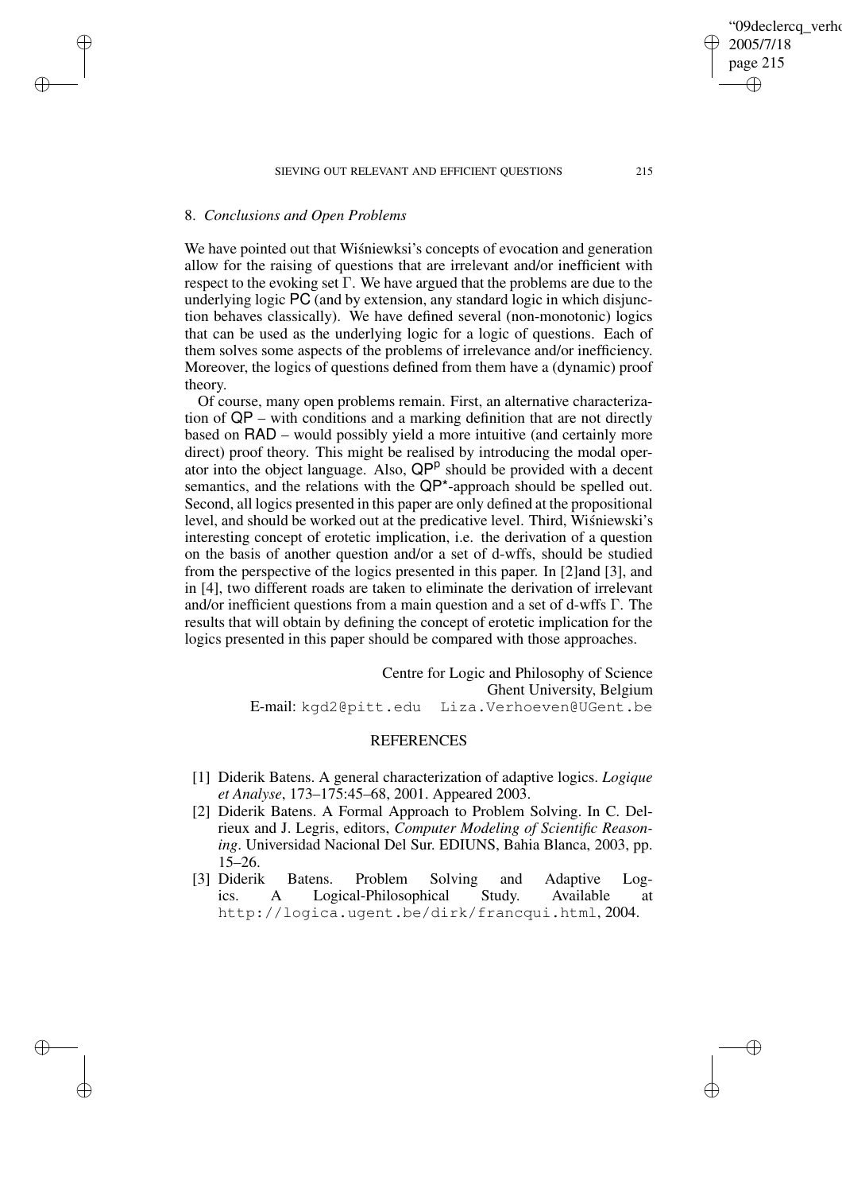## 8. *Conclusions and Open Problems*

We have pointed out that Wiśniewksi's concepts of evocation and generation allow for the raising of questions that are irrelevant and/or inefficient with respect to the evoking set $\Gamma$. We have argued that the problems are due to the underlying logic $\mathsf{PC}$ (and by extension, any standard logic in which disjunction behaves classically). We have defined several (non-monotonic) logics that can be used as the underlying logic for a logic of questions. Each of them solves some aspects of the problems of irrelevance and/or inefficiency. Moreover, the logics of questions defined from them have a (dynamic) proof theory.

Of course, many open problems remain. First, an alternative characterization of $\mathsf{QP}$ – with conditions and a marking definition that are not directly based on $\mathsf{RAD}$ – would possibly yield a more intuitive (and certainly more direct) proof theory. This might be realised by introducing the modal operator into the object language. Also, $\mathsf{QP}^{\mathsf{p}}$ should be provided with a decent semantics, and the relations with the $\mathsf{QP}^{\star}$-approach should be spelled out. Second, all logics presented in this paper are only defined at the propositional level, and should be worked out at the predicative level. Third, Wiśniewski's interesting concept of erotetic implication, i.e. the derivation of a question on the basis of another question and/or a set of d-wffs, should be studied from the perspective of the logics presented in this paper. In [2]and [3], and in [4], two different roads are taken to eliminate the derivation of irrelevant and/or inefficient questions from a main question and a set of d-wffs $\Gamma$. The results that will obtain by defining the concept of erotetic implication for the logics presented in this paper should be compared with those approaches.

Centre for Logic and Philosophy of Science
Ghent University, Belgium
E-mail: kgd2@pitt.edu Liza.Verhoeven@UGent.be

## REFERENCES

[1] Diderik Batens. A general characterization of adaptive logics. *Logique et Analyse*, 173–175:45–68, 2001. Appeared 2003.

[2] Diderik Batens. A Formal Approach to Problem Solving. In C. Delrieux and J. Legris, editors, *Computer Modeling of Scientific Reasoning*. Universidad Nacional Del Sur. EDIUNS, Bahia Blanca, 2003, pp. 15–26.

[3] Diderik Batens. Problem Solving and Adaptive Logics. A Logical-Philosophical Study. Available at http://logica.ugent.be/dirk/francqui.html, 2004.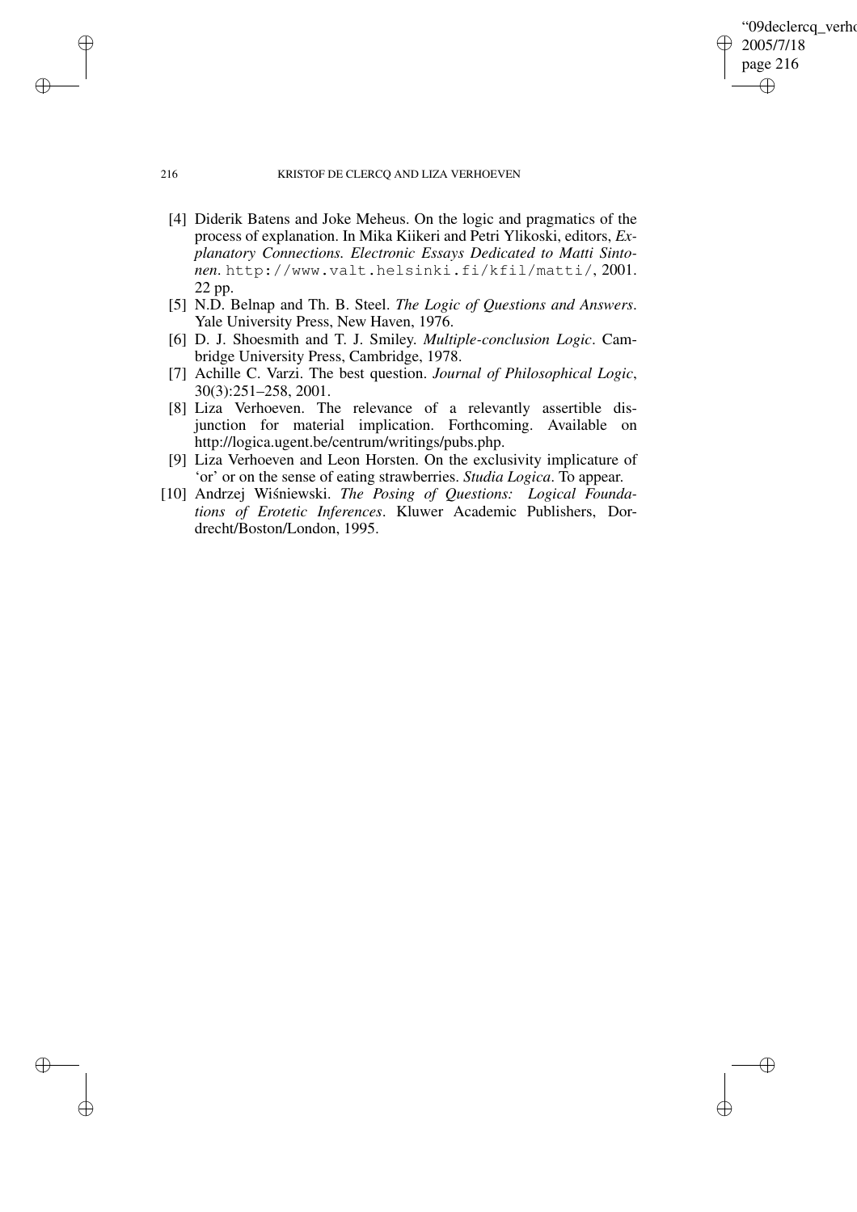[4] Diderik Batens and Joke Meheus. On the logic and pragmatics of the process of explanation. In Mika Kiikeri and Petri Ylikoski, editors, *Explanatory Connections. Electronic Essays Dedicated to Matti Sintonen*. `http://www.valt.helsinki.fi/kfil/matti/`, 2001. 22 pp.

[5] N.D. Belnap and Th. B. Steel. *The Logic of Questions and Answers*. Yale University Press, New Haven, 1976.

[6] D. J. Shoesmith and T. J. Smiley. *Multiple-conclusion Logic*. Cambridge University Press, Cambridge, 1978.

[7] Achille C. Varzi. The best question. *Journal of Philosophical Logic*, 30(3):251–258, 2001.

[8] Liza Verhoeven. The relevance of a relevantly assertible disjunction for material implication. Forthcoming. Available on http://logica.ugent.be/centrum/writings/pubs.php.

[9] Liza Verhoeven and Leon Horsten. On the exclusivity implicature of 'or' or on the sense of eating strawberries. *Studia Logica*. To appear.

[10] Andrzej Wiśniewski. *The Posing of Questions: Logical Foundations of Erotetic Inferences*. Kluwer Academic Publishers, Dordrecht/Boston/London, 1995.